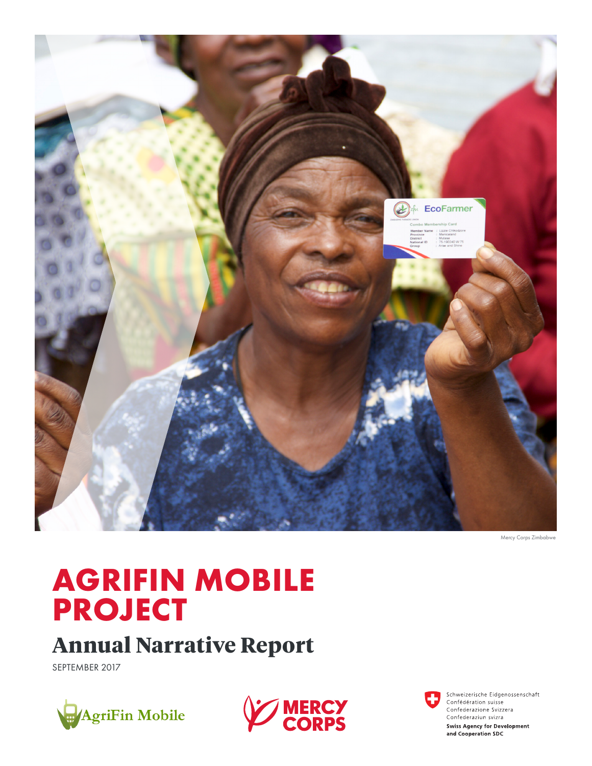Mercy Corps Zimbabwe

# AGRIFIN MOBILE PROJECT

## Annual Narrative Report

SEPTEMBER 2017

AgriFin Mobile

MERCY CORPS

Schweizerische Eidgenossenschaft
Confédération suisse
Confederazione Svizzera
Confederaziun svizra

**Swiss Agency for Development and Cooperation SDC**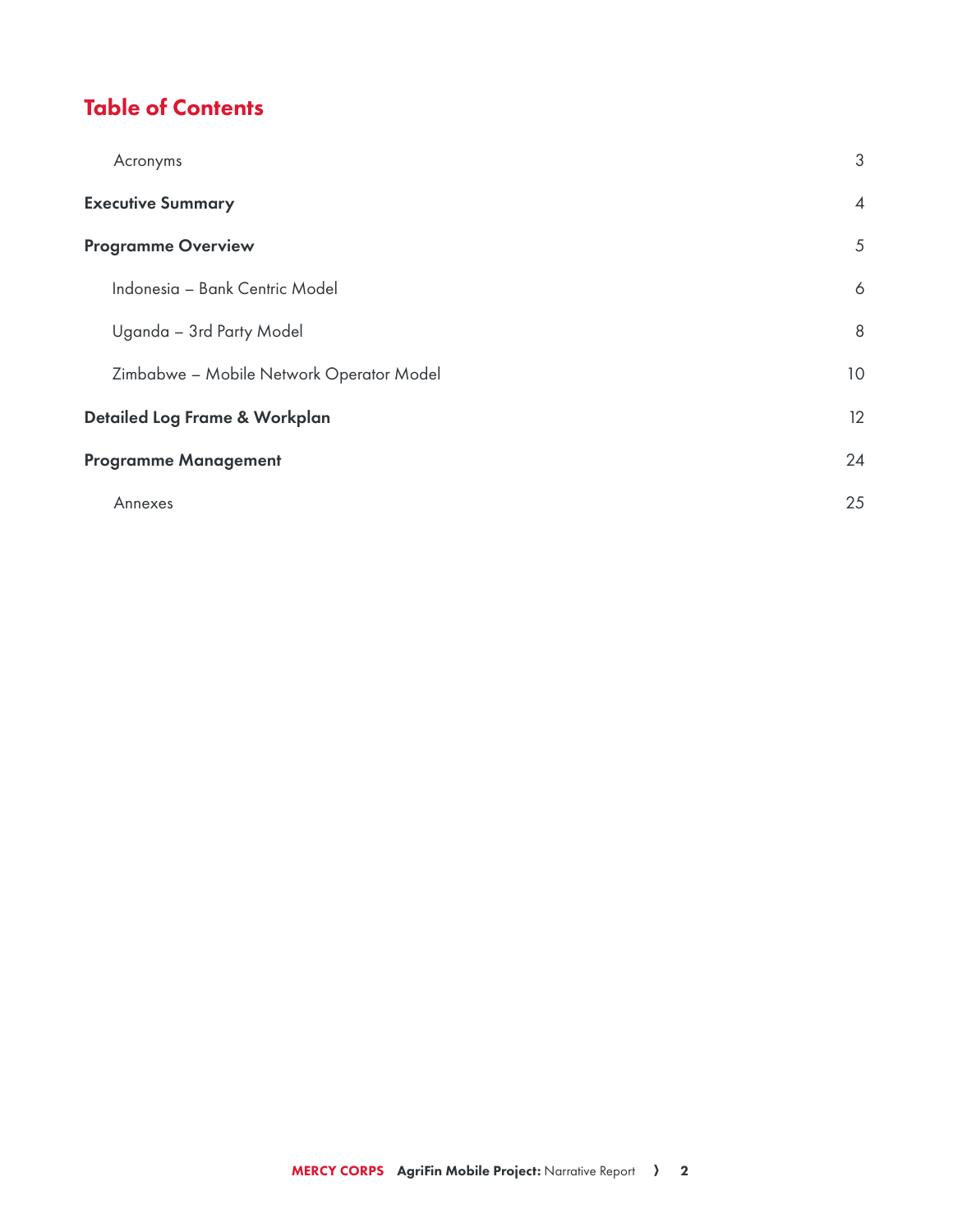# Table of Contents

| | |
|---|---|
| Acronyms | 3 |
| **Executive Summary** | 4 |
| **Programme Overview** | 5 |
| Indonesia – Bank Centric Model | 6 |
| Uganda – 3rd Party Model | 8 |
| Zimbabwe – Mobile Network Operator Model | 10 |
| **Detailed Log Frame & Workplan** | 12 |
| **Programme Management** | 24 |
| Annexes | 25 |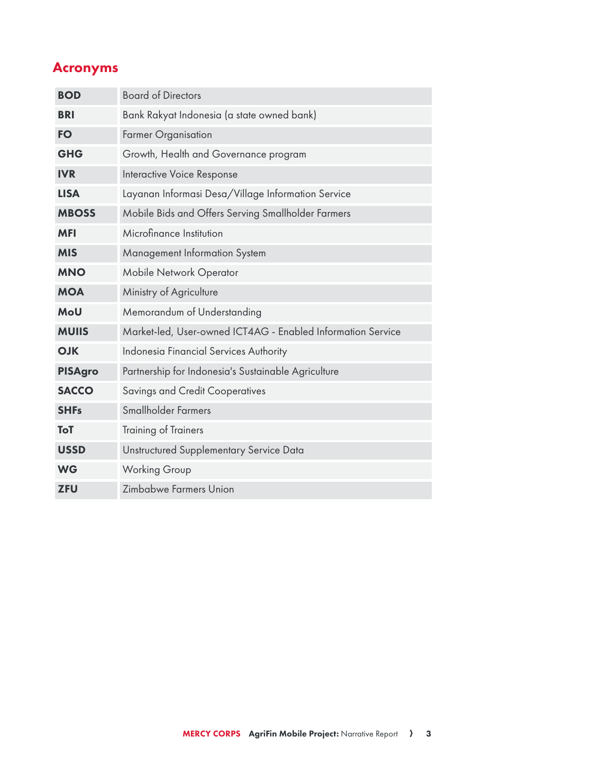## Acronyms

| | |
|---|---|
| **BOD** | Board of Directors |
| **BRI** | Bank Rakyat Indonesia (a state owned bank) |
| **FO** | Farmer Organisation |
| **GHG** | Growth, Health and Governance program |
| **IVR** | Interactive Voice Response |
| **LISA** | Layanan Informasi Desa/Village Information Service |
| **MBOSS** | Mobile Bids and Offers Serving Smallholder Farmers |
| **MFI** | Microfinance Institution |
| **MIS** | Management Information System |
| **MNO** | Mobile Network Operator |
| **MOA** | Ministry of Agriculture |
| **MoU** | Memorandum of Understanding |
| **MUIIS** | Market-led, User-owned ICT4AG - Enabled Information Service |
| **OJK** | Indonesia Financial Services Authority |
| **PISAgro** | Partnership for Indonesia's Sustainable Agriculture |
| **SACCO** | Savings and Credit Cooperatives |
| **SHFs** | Smallholder Farmers |
| **ToT** | Training of Trainers |
| **USSD** | Unstructured Supplementary Service Data |
| **WG** | Working Group |
| **ZFU** | Zimbabwe Farmers Union |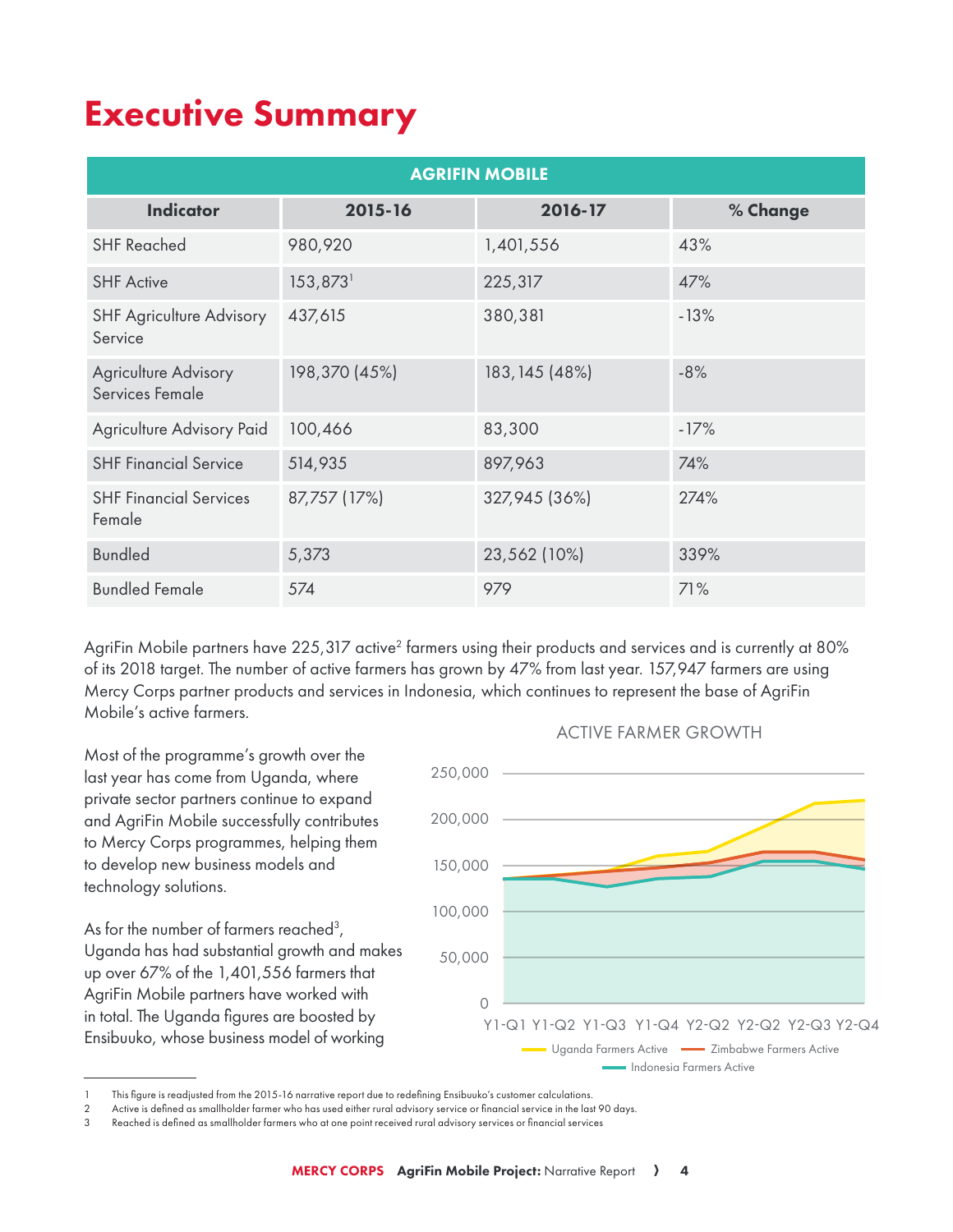# Executive Summary

| AGRIFIN MOBILE | | | |
|---|---|---|---|
| **Indicator** | **2015-16** | **2016-17** | **% Change** |
| SHF Reached | 980,920 | 1,401,556 | 43% |
| SHF Active | 153,873[1] | 225,317 | 47% |
| SHF Agriculture Advisory Service | 437,615 | 380,381 | -13% |
| Agriculture Advisory Services Female | 198,370 (45%) | 183,145 (48%) | -8% |
| Agriculture Advisory Paid | 100,466 | 83,300 | -17% |
| SHF Financial Service | 514,935 | 897,963 | 74% |
| SHF Financial Services Female | 87,757 (17%) | 327,945 (36%) | 274% |
| Bundled | 5,373 | 23,562 (10%) | 339% |
| Bundled Female | 574 | 979 | 71% |

AgriFin Mobile partners have 225,317 active[2] farmers using their products and services and is currently at 80% of its 2018 target. The number of active farmers has grown by 47% from last year. 157,947 farmers are using Mercy Corps partner products and services in Indonesia, which continues to represent the base of AgriFin Mobile's active farmers.

Most of the programme's growth over the last year has come from Uganda, where private sector partners continue to expand and AgriFin Mobile successfully contributes to Mercy Corps programmes, helping them to develop new business models and technology solutions.

As for the number of farmers reached[3], Uganda has had substantial growth and makes up over 67% of the 1,401,556 farmers that AgriFin Mobile partners have worked with in total. The Uganda figures are boosted by Ensibuuko, whose business model of working

ACTIVE FARMER GROWTH

250,000
200,000
150,000
100,000
50,000
0

Y1-Q1 Y1-Q2 Y1-Q3 Y1-Q4 Y2-Q2 Y2-Q2 Y2-Q3 Y2-Q4

Uganda Farmers Active — Zimbabwe Farmers Active — Indonesia Farmers Active

---

1 This figure is readjusted from the 2015-16 narrative report due to redefining Ensibuuko's customer calculations.

2 Active is defined as smallholder farmer who has used either rural advisory service or financial service in the last 90 days.

3 Reached is defined as smallholder farmers who at one point received rural advisory services or financial services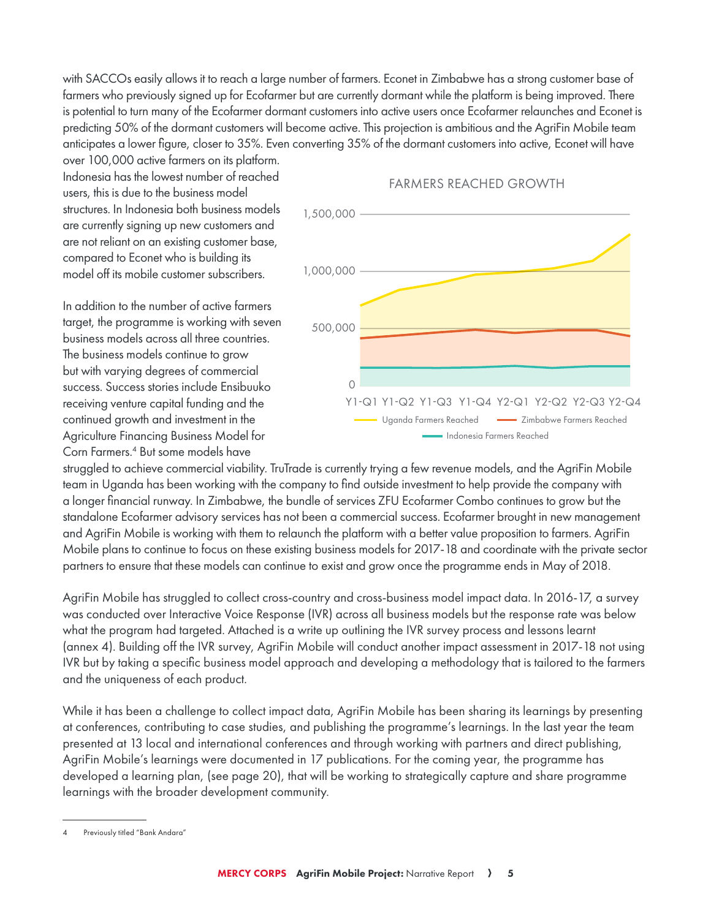with SACCOs easily allows it to reach a large number of farmers. Econet in Zimbabwe has a strong customer base of farmers who previously signed up for Ecofarmer but are currently dormant while the platform is being improved. There is potential to turn many of the Ecofarmer dormant customers into active users once Ecofarmer relaunches and Econet is predicting 50% of the dormant customers will become active. This projection is ambitious and the AgriFin Mobile team anticipates a lower figure, closer to 35%. Even converting 35% of the dormant customers into active, Econet will have over 100,000 active farmers on its platform. Indonesia has the lowest number of reached users, this is due to the business model structures. In Indonesia both business models are currently signing up new customers and are not reliant on an existing customer base, compared to Econet who is building its model off its mobile customer subscribers.

In addition to the number of active farmers target, the programme is working with seven business models across all three countries. The business models continue to grow but with varying degrees of commercial success. Success stories include Ensibuuko receiving venture capital funding and the continued growth and investment in the Agriculture Financing Business Model for Corn Farmers.[4] But some models have struggled to achieve commercial viability. TruTrade is currently trying a few revenue models, and the AgriFin Mobile team in Uganda has been working with the company to find outside investment to help provide the company with a longer financial runway. In Zimbabwe, the bundle of services ZFU Ecofarmer Combo continues to grow but the standalone Ecofarmer advisory services has not been a commercial success. Ecofarmer brought in new management and AgriFin Mobile is working with them to relaunch the platform with a better value proposition to farmers. AgriFin Mobile plans to continue to focus on these existing business models for 2017-18 and coordinate with the private sector partners to ensure that these models can continue to exist and grow once the programme ends in May of 2018.

FARMERS REACHED GROWTH

(Chart: Uganda Farmers Reached, Zimbabwe Farmers Reached, Indonesia Farmers Reached; Y1-Q1 to Y2-Q4; axis 0 – 1,500,000)

AgriFin Mobile has struggled to collect cross-country and cross-business model impact data. In 2016-17, a survey was conducted over Interactive Voice Response (IVR) across all business models but the response rate was below what the program had targeted. Attached is a write up outlining the IVR survey process and lessons learnt (annex 4). Building off the IVR survey, AgriFin Mobile will conduct another impact assessment in 2017-18 not using IVR but by taking a specific business model approach and developing a methodology that is tailored to the farmers and the uniqueness of each product.

While it has been a challenge to collect impact data, AgriFin Mobile has been sharing its learnings by presenting at conferences, contributing to case studies, and publishing the programme's learnings. In the last year the team presented at 13 local and international conferences and through working with partners and direct publishing, AgriFin Mobile's learnings were documented in 17 publications. For the coming year, the programme has developed a learning plan, (see page 20), that will be working to strategically capture and share programme learnings with the broader development community.

---

4 Previously titled "Bank Andara"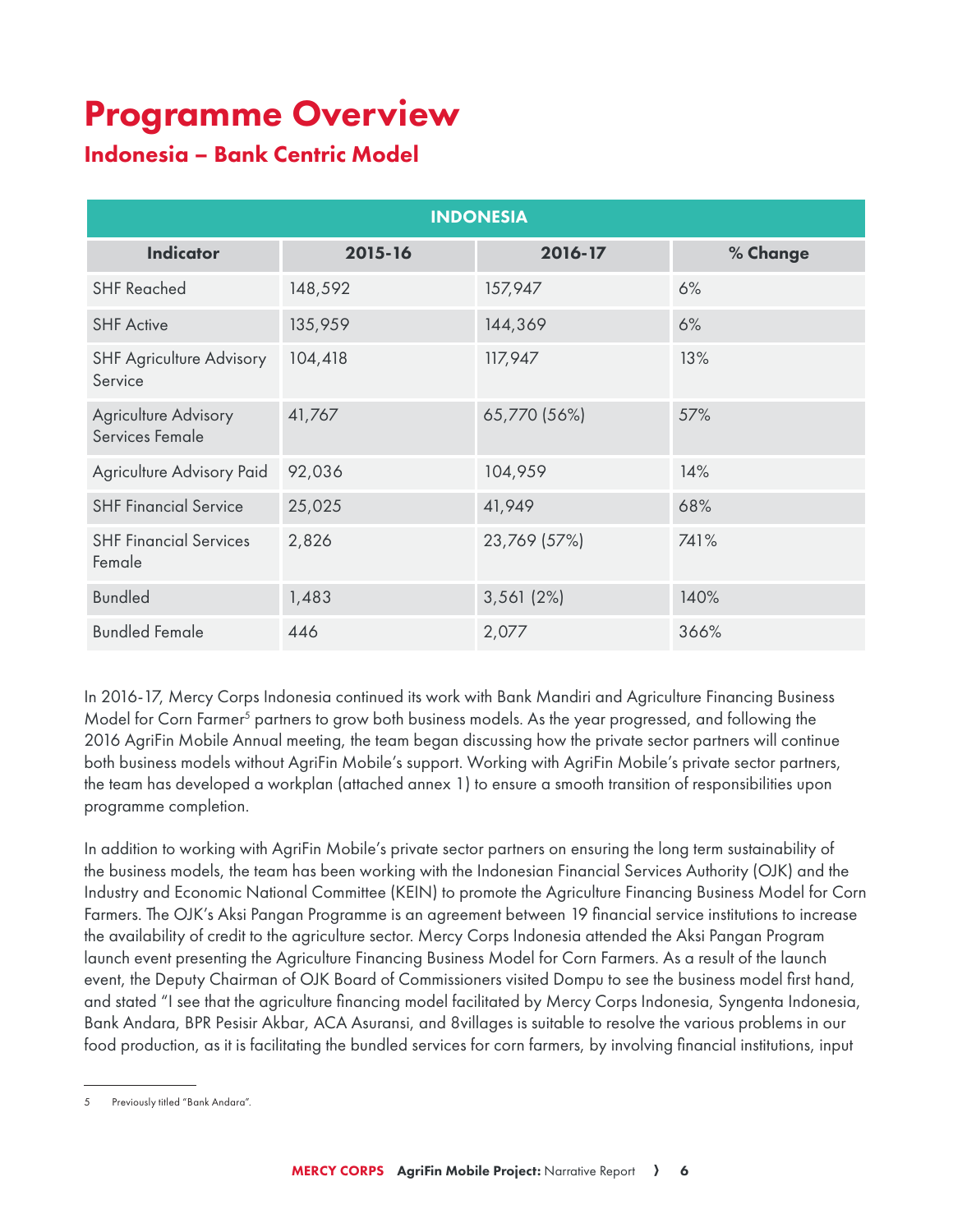# Programme Overview

## Indonesia – Bank Centric Model

| INDONESIA | | | |
|---|---|---|---|
| **Indicator** | **2015-16** | **2016-17** | **% Change** |
| SHF Reached | 148,592 | 157,947 | 6% |
| SHF Active | 135,959 | 144,369 | 6% |
| SHF Agriculture Advisory Service | 104,418 | 117,947 | 13% |
| Agriculture Advisory Services Female | 41,767 | 65,770 (56%) | 57% |
| Agriculture Advisory Paid | 92,036 | 104,959 | 14% |
| SHF Financial Service | 25,025 | 41,949 | 68% |
| SHF Financial Services Female | 2,826 | 23,769 (57%) | 741% |
| Bundled | 1,483 | 3,561 (2%) | 140% |
| Bundled Female | 446 | 2,077 | 366% |

In 2016-17, Mercy Corps Indonesia continued its work with Bank Mandiri and Agriculture Financing Business Model for Corn Farmer[5] partners to grow both business models. As the year progressed, and following the 2016 AgriFin Mobile Annual meeting, the team began discussing how the private sector partners will continue both business models without AgriFin Mobile's support. Working with AgriFin Mobile's private sector partners, the team has developed a workplan (attached annex 1) to ensure a smooth transition of responsibilities upon programme completion.

In addition to working with AgriFin Mobile's private sector partners on ensuring the long term sustainability of the business models, the team has been working with the Indonesian Financial Services Authority (OJK) and the Industry and Economic National Committee (KEIN) to promote the Agriculture Financing Business Model for Corn Farmers. The OJK's Aksi Pangan Programme is an agreement between 19 financial service institutions to increase the availability of credit to the agriculture sector. Mercy Corps Indonesia attended the Aksi Pangan Program launch event presenting the Agriculture Financing Business Model for Corn Farmers. As a result of the launch event, the Deputy Chairman of OJK Board of Commissioners visited Dompu to see the business model first hand, and stated "I see that the agriculture financing model facilitated by Mercy Corps Indonesia, Syngenta Indonesia, Bank Andara, BPR Pesisir Akbar, ACA Asuransi, and 8villages is suitable to resolve the various problems in our food production, as it is facilitating the bundled services for corn farmers, by involving financial institutions, input

5 Previously titled "Bank Andara".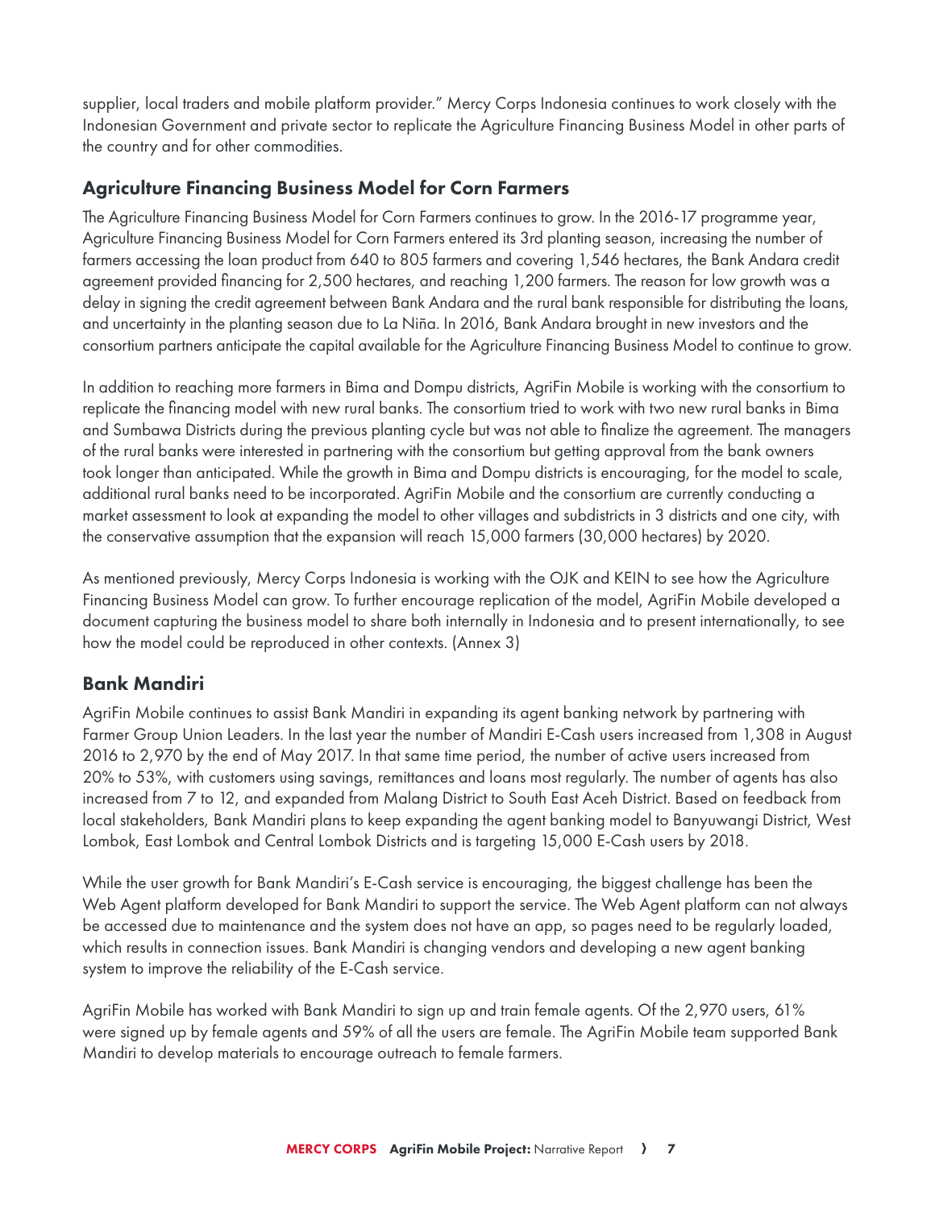supplier, local traders and mobile platform provider." Mercy Corps Indonesia continues to work closely with the Indonesian Government and private sector to replicate the Agriculture Financing Business Model in other parts of the country and for other commodities.

## Agriculture Financing Business Model for Corn Farmers

The Agriculture Financing Business Model for Corn Farmers continues to grow. In the 2016-17 programme year, Agriculture Financing Business Model for Corn Farmers entered its 3rd planting season, increasing the number of farmers accessing the loan product from 640 to 805 farmers and covering 1,546 hectares, the Bank Andara credit agreement provided financing for 2,500 hectares, and reaching 1,200 farmers. The reason for low growth was a delay in signing the credit agreement between Bank Andara and the rural bank responsible for distributing the loans, and uncertainty in the planting season due to La Niña. In 2016, Bank Andara brought in new investors and the consortium partners anticipate the capital available for the Agriculture Financing Business Model to continue to grow.

In addition to reaching more farmers in Bima and Dompu districts, AgriFin Mobile is working with the consortium to replicate the financing model with new rural banks. The consortium tried to work with two new rural banks in Bima and Sumbawa Districts during the previous planting cycle but was not able to finalize the agreement. The managers of the rural banks were interested in partnering with the consortium but getting approval from the bank owners took longer than anticipated. While the growth in Bima and Dompu districts is encouraging, for the model to scale, additional rural banks need to be incorporated. AgriFin Mobile and the consortium are currently conducting a market assessment to look at expanding the model to other villages and subdistricts in 3 districts and one city, with the conservative assumption that the expansion will reach 15,000 farmers (30,000 hectares) by 2020.

As mentioned previously, Mercy Corps Indonesia is working with the OJK and KEIN to see how the Agriculture Financing Business Model can grow. To further encourage replication of the model, AgriFin Mobile developed a document capturing the business model to share both internally in Indonesia and to present internationally, to see how the model could be reproduced in other contexts. (Annex 3)

## Bank Mandiri

AgriFin Mobile continues to assist Bank Mandiri in expanding its agent banking network by partnering with Farmer Group Union Leaders. In the last year the number of Mandiri E-Cash users increased from 1,308 in August 2016 to 2,970 by the end of May 2017. In that same time period, the number of active users increased from 20% to 53%, with customers using savings, remittances and loans most regularly. The number of agents has also increased from 7 to 12, and expanded from Malang District to South East Aceh District. Based on feedback from local stakeholders, Bank Mandiri plans to keep expanding the agent banking model to Banyuwangi District, West Lombok, East Lombok and Central Lombok Districts and is targeting 15,000 E-Cash users by 2018.

While the user growth for Bank Mandiri's E-Cash service is encouraging, the biggest challenge has been the Web Agent platform developed for Bank Mandiri to support the service. The Web Agent platform can not always be accessed due to maintenance and the system does not have an app, so pages need to be regularly loaded, which results in connection issues. Bank Mandiri is changing vendors and developing a new agent banking system to improve the reliability of the E-Cash service.

AgriFin Mobile has worked with Bank Mandiri to sign up and train female agents. Of the 2,970 users, 61% were signed up by female agents and 59% of all the users are female. The AgriFin Mobile team supported Bank Mandiri to develop materials to encourage outreach to female farmers.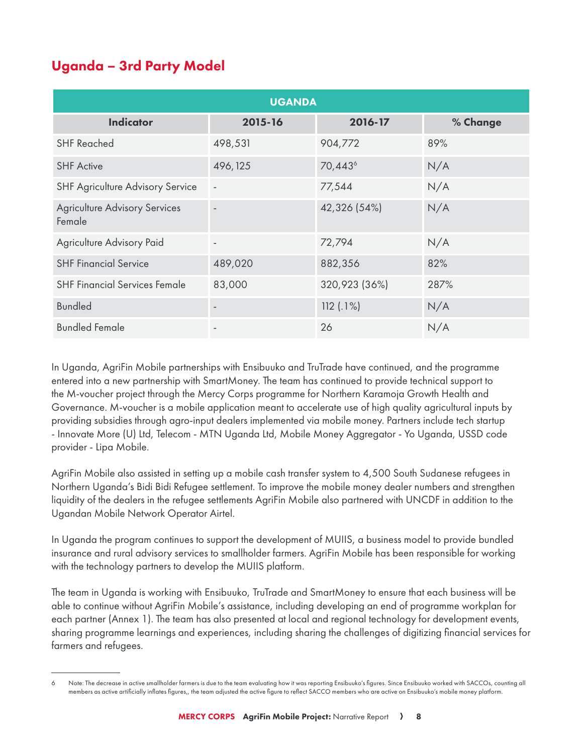## Uganda – 3rd Party Model

| UGANDA | | | |
|---|---|---|---|
| **Indicator** | **2015-16** | **2016-17** | **% Change** |
| SHF Reached | 498,531 | 904,772 | 89% |
| SHF Active | 496,125 | 70,443[6] | N/A |
| SHF Agriculture Advisory Service | - | 77,544 | N/A |
| Agriculture Advisory Services Female | - | 42,326 (54%) | N/A |
| Agriculture Advisory Paid | - | 72,794 | N/A |
| SHF Financial Service | 489,020 | 882,356 | 82% |
| SHF Financial Services Female | 83,000 | 320,923 (36%) | 287% |
| Bundled | - | 112 (.1%) | N/A |
| Bundled Female | - | 26 | N/A |

In Uganda, AgriFin Mobile partnerships with Ensibuuko and TruTrade have continued, and the programme entered into a new partnership with SmartMoney. The team has continued to provide technical support to the M-voucher project through the Mercy Corps programme for Northern Karamoja Growth Health and Governance. M-voucher is a mobile application meant to accelerate use of high quality agricultural inputs by providing subsidies through agro-input dealers implemented via mobile money. Partners include tech startup - Innovate More (U) Ltd, Telecom - MTN Uganda Ltd, Mobile Money Aggregator - Yo Uganda, USSD code provider - Lipa Mobile.

AgriFin Mobile also assisted in setting up a mobile cash transfer system to 4,500 South Sudanese refugees in Northern Uganda's Bidi Bidi Refugee settlement. To improve the mobile money dealer numbers and strengthen liquidity of the dealers in the refugee settlements AgriFin Mobile also partnered with UNCDF in addition to the Ugandan Mobile Network Operator Airtel.

In Uganda the program continues to support the development of MUIIS, a business model to provide bundled insurance and rural advisory services to smallholder farmers. AgriFin Mobile has been responsible for working with the technology partners to develop the MUIIS platform.

The team in Uganda is working with Ensibuuko, TruTrade and SmartMoney to ensure that each business will be able to continue without AgriFin Mobile's assistance, including developing an end of programme workplan for each partner (Annex 1). The team has also presented at local and regional technology for development events, sharing programme learnings and experiences, including sharing the challenges of digitizing financial services for farmers and refugees.

---

6 Note: The decrease in active smallholder farmers is due to the team evaluating how it was reporting Ensibuuko's figures. Since Ensibuuko worked with SACCOs, counting all members as active artificially inflates figures,, the team adjusted the active figure to reflect SACCO members who are active on Ensibuuko's mobile money platform.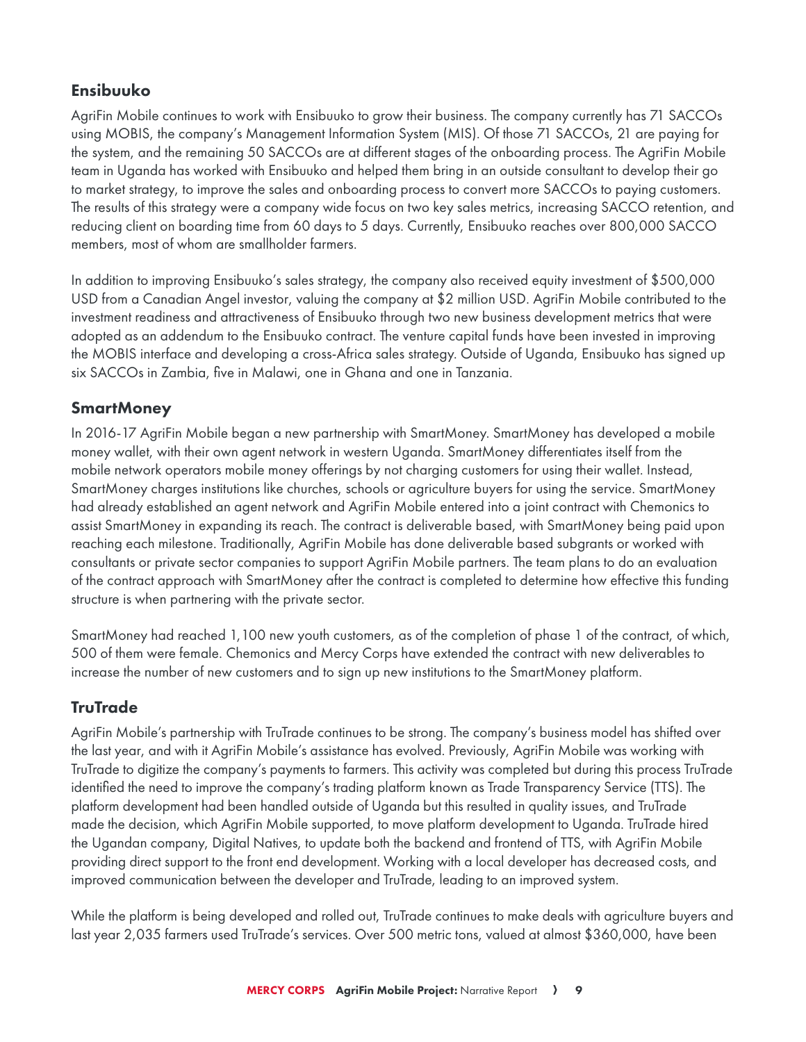## Ensibuuko

AgriFin Mobile continues to work with Ensibuuko to grow their business. The company currently has 71 SACCOs using MOBIS, the company's Management Information System (MIS). Of those 71 SACCOs, 21 are paying for the system, and the remaining 50 SACCOs are at different stages of the onboarding process. The AgriFin Mobile team in Uganda has worked with Ensibuuko and helped them bring in an outside consultant to develop their go to market strategy, to improve the sales and onboarding process to convert more SACCOs to paying customers. The results of this strategy were a company wide focus on two key sales metrics, increasing SACCO retention, and reducing client on boarding time from 60 days to 5 days. Currently, Ensibuuko reaches over 800,000 SACCO members, most of whom are smallholder farmers.

In addition to improving Ensibuuko's sales strategy, the company also received equity investment of $500,000 USD from a Canadian Angel investor, valuing the company at $2 million USD. AgriFin Mobile contributed to the investment readiness and attractiveness of Ensibuuko through two new business development metrics that were adopted as an addendum to the Ensibuuko contract. The venture capital funds have been invested in improving the MOBIS interface and developing a cross-Africa sales strategy. Outside of Uganda, Ensibuuko has signed up six SACCOs in Zambia, five in Malawi, one in Ghana and one in Tanzania.

## SmartMoney

In 2016-17 AgriFin Mobile began a new partnership with SmartMoney. SmartMoney has developed a mobile money wallet, with their own agent network in western Uganda. SmartMoney differentiates itself from the mobile network operators mobile money offerings by not charging customers for using their wallet. Instead, SmartMoney charges institutions like churches, schools or agriculture buyers for using the service. SmartMoney had already established an agent network and AgriFin Mobile entered into a joint contract with Chemonics to assist SmartMoney in expanding its reach. The contract is deliverable based, with SmartMoney being paid upon reaching each milestone. Traditionally, AgriFin Mobile has done deliverable based subgrants or worked with consultants or private sector companies to support AgriFin Mobile partners. The team plans to do an evaluation of the contract approach with SmartMoney after the contract is completed to determine how effective this funding structure is when partnering with the private sector.

SmartMoney had reached 1,100 new youth customers, as of the completion of phase 1 of the contract, of which, 500 of them were female. Chemonics and Mercy Corps have extended the contract with new deliverables to increase the number of new customers and to sign up new institutions to the SmartMoney platform.

## TruTrade

AgriFin Mobile's partnership with TruTrade continues to be strong. The company's business model has shifted over the last year, and with it AgriFin Mobile's assistance has evolved. Previously, AgriFin Mobile was working with TruTrade to digitize the company's payments to farmers. This activity was completed but during this process TruTrade identified the need to improve the company's trading platform known as Trade Transparency Service (TTS). The platform development had been handled outside of Uganda but this resulted in quality issues, and TruTrade made the decision, which AgriFin Mobile supported, to move platform development to Uganda. TruTrade hired the Ugandan company, Digital Natives, to update both the backend and frontend of TTS, with AgriFin Mobile providing direct support to the front end development. Working with a local developer has decreased costs, and improved communication between the developer and TruTrade, leading to an improved system.

While the platform is being developed and rolled out, TruTrade continues to make deals with agriculture buyers and last year 2,035 farmers used TruTrade's services. Over 500 metric tons, valued at almost $360,000, have been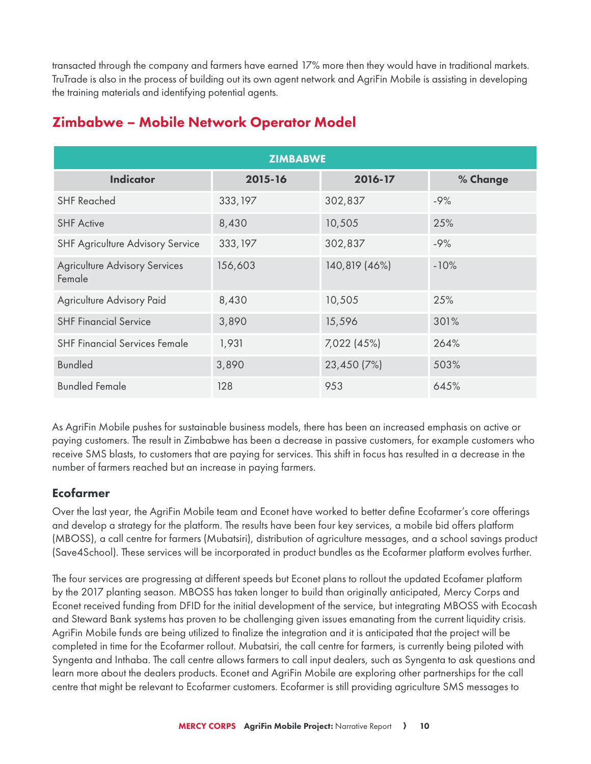transacted through the company and farmers have earned 17% more then they would have in traditional markets. TruTrade is also in the process of building out its own agent network and AgriFin Mobile is assisting in developing the training materials and identifying potential agents.

## Zimbabwe – Mobile Network Operator Model

| ZIMBABWE | | | |
|---|---|---|---|
| **Indicator** | **2015-16** | **2016-17** | **% Change** |
| SHF Reached | 333,197 | 302,837 | -9% |
| SHF Active | 8,430 | 10,505 | 25% |
| SHF Agriculture Advisory Service | 333,197 | 302,837 | -9% |
| Agriculture Advisory Services Female | 156,603 | 140,819 (46%) | -10% |
| Agriculture Advisory Paid | 8,430 | 10,505 | 25% |
| SHF Financial Service | 3,890 | 15,596 | 301% |
| SHF Financial Services Female | 1,931 | 7,022 (45%) | 264% |
| Bundled | 3,890 | 23,450 (7%) | 503% |
| Bundled Female | 128 | 953 | 645% |

As AgriFin Mobile pushes for sustainable business models, there has been an increased emphasis on active or paying customers. The result in Zimbabwe has been a decrease in passive customers, for example customers who receive SMS blasts, to customers that are paying for services. This shift in focus has resulted in a decrease in the number of farmers reached but an increase in paying farmers.

### Ecofarmer

Over the last year, the AgriFin Mobile team and Econet have worked to better define Ecofarmer's core offerings and develop a strategy for the platform. The results have been four key services, a mobile bid offers platform (MBOSS), a call centre for farmers (Mubatsiri), distribution of agriculture messages, and a school savings product (Save4School). These services will be incorporated in product bundles as the Ecofarmer platform evolves further.

The four services are progressing at different speeds but Econet plans to rollout the updated Ecofamer platform by the 2017 planting season. MBOSS has taken longer to build than originally anticipated, Mercy Corps and Econet received funding from DFID for the initial development of the service, but integrating MBOSS with Ecocash and Steward Bank systems has proven to be challenging given issues emanating from the current liquidity crisis. AgriFin Mobile funds are being utilized to finalize the integration and it is anticipated that the project will be completed in time for the Ecofarmer rollout. Mubatsiri, the call centre for farmers, is currently being piloted with Syngenta and Inthaba. The call centre allows farmers to call input dealers, such as Syngenta to ask questions and learn more about the dealers products. Econet and AgriFin Mobile are exploring other partnerships for the call centre that might be relevant to Ecofarmer customers. Ecofarmer is still providing agriculture SMS messages to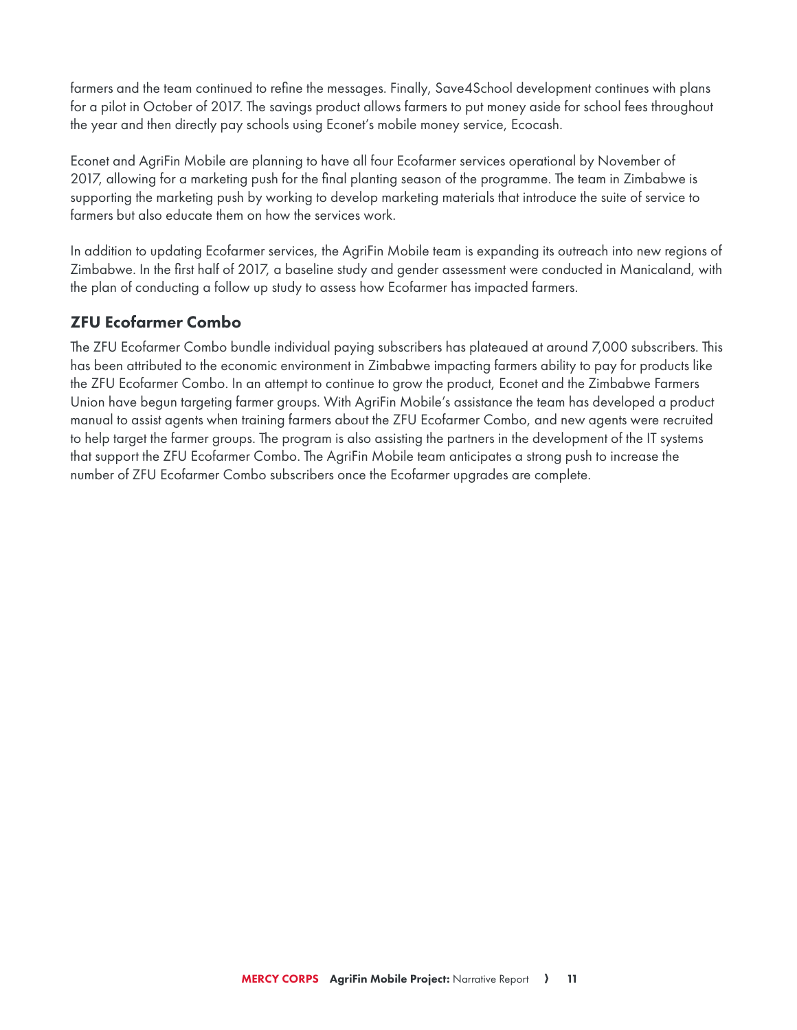farmers and the team continued to refine the messages. Finally, Save4School development continues with plans for a pilot in October of 2017. The savings product allows farmers to put money aside for school fees throughout the year and then directly pay schools using Econet's mobile money service, Ecocash.

Econet and AgriFin Mobile are planning to have all four Ecofarmer services operational by November of 2017, allowing for a marketing push for the final planting season of the programme. The team in Zimbabwe is supporting the marketing push by working to develop marketing materials that introduce the suite of service to farmers but also educate them on how the services work.

In addition to updating Ecofarmer services, the AgriFin Mobile team is expanding its outreach into new regions of Zimbabwe. In the first half of 2017, a baseline study and gender assessment were conducted in Manicaland, with the plan of conducting a follow up study to assess how Ecofarmer has impacted farmers.

### ZFU Ecofarmer Combo

The ZFU Ecofarmer Combo bundle individual paying subscribers has plateaued at around 7,000 subscribers. This has been attributed to the economic environment in Zimbabwe impacting farmers ability to pay for products like the ZFU Ecofarmer Combo. In an attempt to continue to grow the product, Econet and the Zimbabwe Farmers Union have begun targeting farmer groups. With AgriFin Mobile's assistance the team has developed a product manual to assist agents when training farmers about the ZFU Ecofarmer Combo, and new agents were recruited to help target the farmer groups. The program is also assisting the partners in the development of the IT systems that support the ZFU Ecofarmer Combo. The AgriFin Mobile team anticipates a strong push to increase the number of ZFU Ecofarmer Combo subscribers once the Ecofarmer upgrades are complete.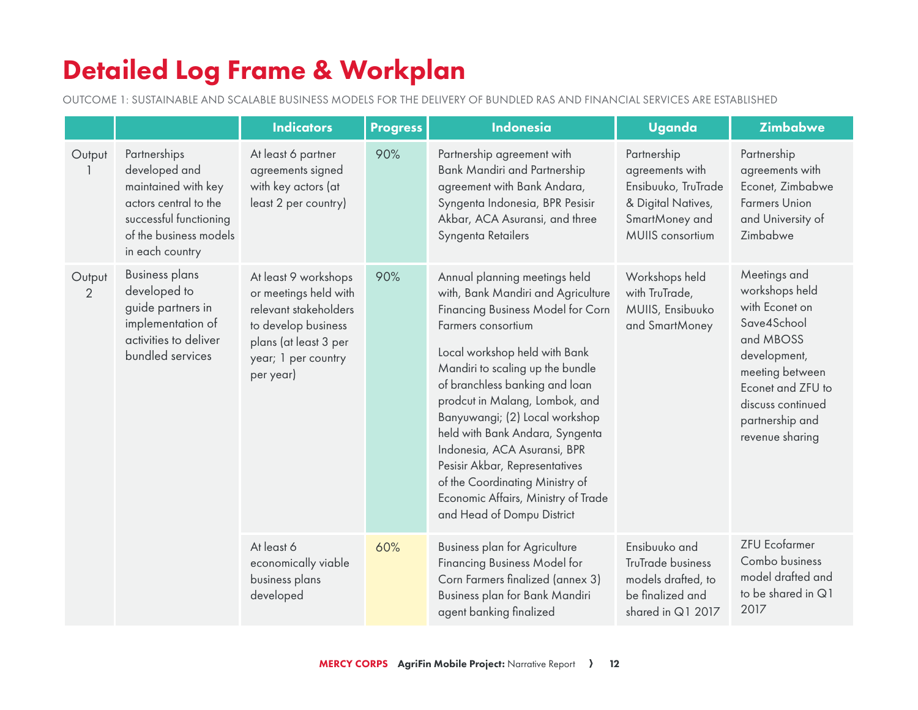# Detailed Log Frame & Workplan

OUTCOME 1: SUSTAINABLE AND SCALABLE BUSINESS MODELS FOR THE DELIVERY OF BUNDLED RAS AND FINANCIAL SERVICES ARE ESTABLISHED

| | | Indicators | Progress | Indonesia | Uganda | Zimbabwe |
|---|---|---|---|---|---|---|
| Output 1 | Partnerships developed and maintained with key actors central to the successful functioning of the business models in each country | At least 6 partner agreements signed with key actors (at least 2 per country) | 90% | Partnership agreement with Bank Mandiri and Partnership agreement with Bank Andara, Syngenta Indonesia, BPR Pesisir Akbar, ACA Asuransi, and three Syngenta Retailers | Partnership agreements with Ensibuuko, TruTrade & Digital Natives, SmartMoney and MUIIS consortium | Partnership agreements with Econet, Zimbabwe Farmers Union and University of Zimbabwe |
| Output 2 | Business plans developed to guide partners in implementation of activities to deliver bundled services | At least 9 workshops or meetings held with relevant stakeholders to develop business plans (at least 3 per year; 1 per country per year) | 90% | Annual planning meetings held with, Bank Mandiri and Agriculture Financing Business Model for Corn Farmers consortium<br><br>Local workshop held with Bank Mandiri to scaling up the bundle of branchless banking and loan prodcut in Malang, Lombok, and Banyuwangi; (2) Local workshop held with Bank Andara, Syngenta Indonesia, ACA Asuransi, BPR Pesisir Akbar, Representatives of the Coordinating Ministry of Economic Affairs, Ministry of Trade and Head of Dompu District | Workshops held with TruTrade, MUIIS, Ensibuuko and SmartMoney | Meetings and workshops held with Econet on Save4School and MBOSS development, meeting between Econet and ZFU to discuss continued partnership and revenue sharing |
| | | At least 6 economically viable business plans developed | 60% | Business plan for Agriculture Financing Business Model for Corn Farmers finalized (annex 3) Business plan for Bank Mandiri agent banking finalized | Ensibuuko and TruTrade business models drafted, to be finalized and shared in Q1 2017 | ZFU Ecofarmer Combo business model drafted and to be shared in Q1 2017 |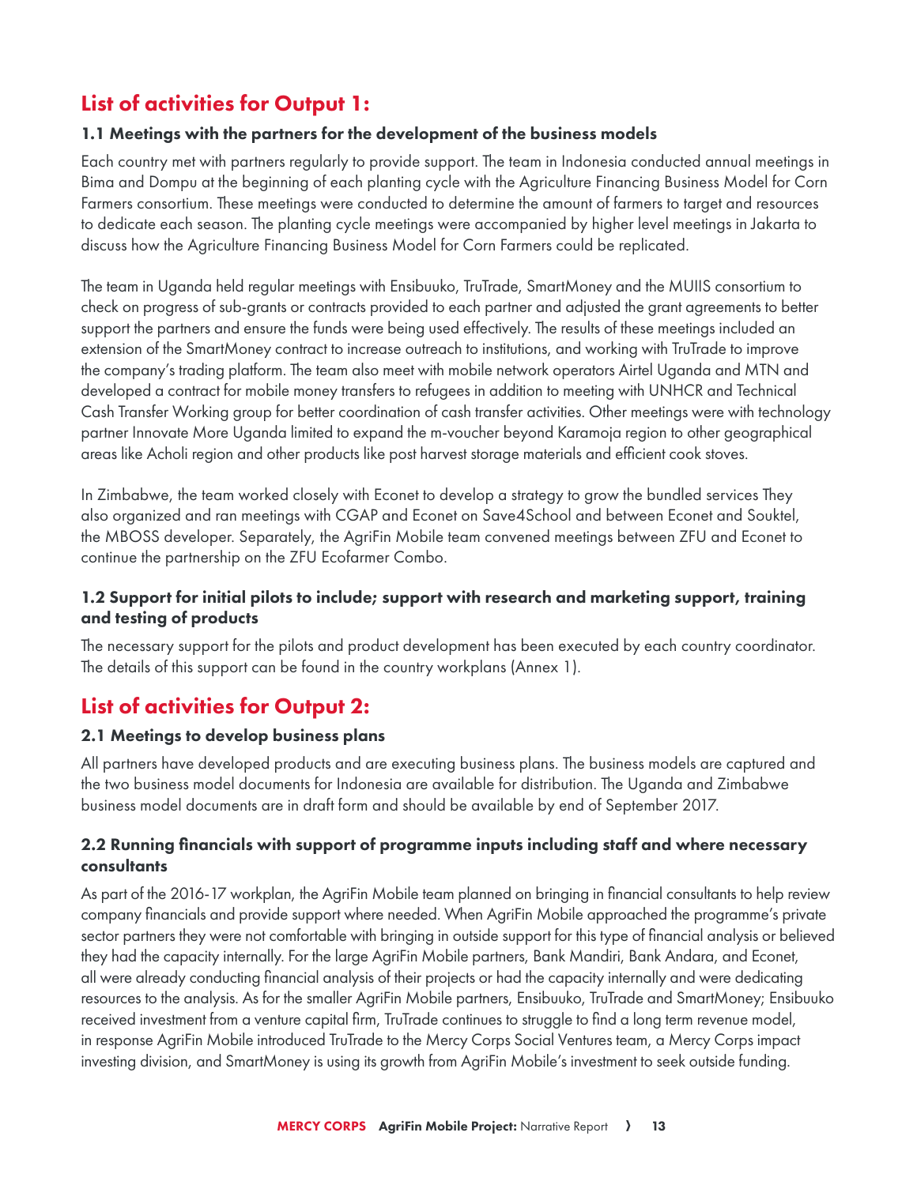## List of activities for Output 1:

### 1.1 Meetings with the partners for the development of the business models

Each country met with partners regularly to provide support. The team in Indonesia conducted annual meetings in Bima and Dompu at the beginning of each planting cycle with the Agriculture Financing Business Model for Corn Farmers consortium. These meetings were conducted to determine the amount of farmers to target and resources to dedicate each season. The planting cycle meetings were accompanied by higher level meetings in Jakarta to discuss how the Agriculture Financing Business Model for Corn Farmers could be replicated.

The team in Uganda held regular meetings with Ensibuuko, TruTrade, SmartMoney and the MUIIS consortium to check on progress of sub-grants or contracts provided to each partner and adjusted the grant agreements to better support the partners and ensure the funds were being used effectively. The results of these meetings included an extension of the SmartMoney contract to increase outreach to institutions, and working with TruTrade to improve the company's trading platform. The team also meet with mobile network operators Airtel Uganda and MTN and developed a contract for mobile money transfers to refugees in addition to meeting with UNHCR and Technical Cash Transfer Working group for better coordination of cash transfer activities. Other meetings were with technology partner Innovate More Uganda limited to expand the m-voucher beyond Karamoja region to other geographical areas like Acholi region and other products like post harvest storage materials and efficient cook stoves.

In Zimbabwe, the team worked closely with Econet to develop a strategy to grow the bundled services They also organized and ran meetings with CGAP and Econet on Save4School and between Econet and Souktel, the MBOSS developer. Separately, the AgriFin Mobile team convened meetings between ZFU and Econet to continue the partnership on the ZFU Ecofarmer Combo.

### 1.2 Support for initial pilots to include; support with research and marketing support, training and testing of products

The necessary support for the pilots and product development has been executed by each country coordinator. The details of this support can be found in the country workplans (Annex 1).

## List of activities for Output 2:

### 2.1 Meetings to develop business plans

All partners have developed products and are executing business plans. The business models are captured and the two business model documents for Indonesia are available for distribution. The Uganda and Zimbabwe business model documents are in draft form and should be available by end of September 2017.

### 2.2 Running financials with support of programme inputs including staff and where necessary consultants

As part of the 2016-17 workplan, the AgriFin Mobile team planned on bringing in financial consultants to help review company financials and provide support where needed. When AgriFin Mobile approached the programme's private sector partners they were not comfortable with bringing in outside support for this type of financial analysis or believed they had the capacity internally. For the large AgriFin Mobile partners, Bank Mandiri, Bank Andara, and Econet, all were already conducting financial analysis of their projects or had the capacity internally and were dedicating resources to the analysis. As for the smaller AgriFin Mobile partners, Ensibuuko, TruTrade and SmartMoney; Ensibuuko received investment from a venture capital firm, TruTrade continues to struggle to find a long term revenue model, in response AgriFin Mobile introduced TruTrade to the Mercy Corps Social Ventures team, a Mercy Corps impact investing division, and SmartMoney is using its growth from AgriFin Mobile's investment to seek outside funding.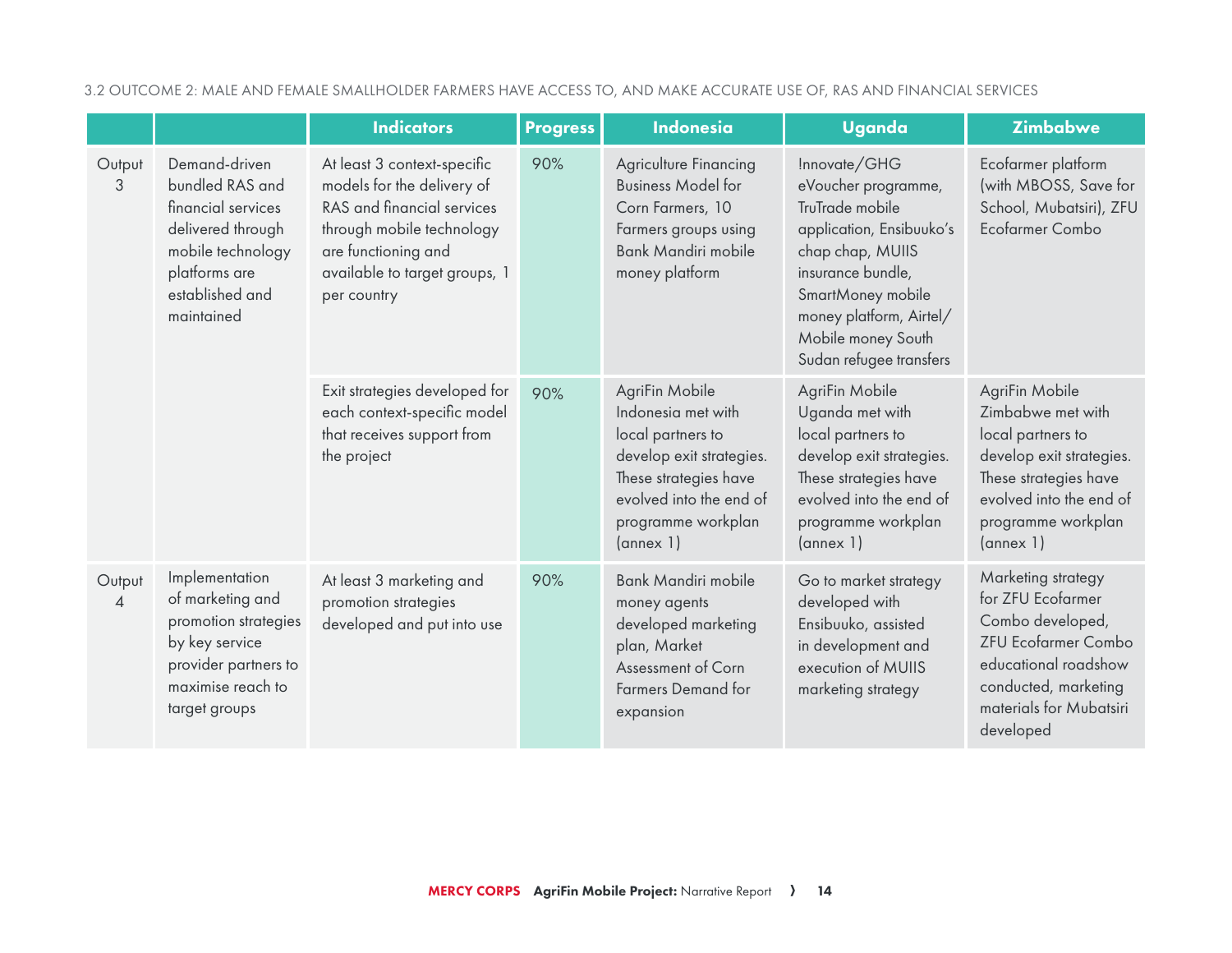3.2 OUTCOME 2: MALE AND FEMALE SMALLHOLDER FARMERS HAVE ACCESS TO, AND MAKE ACCURATE USE OF, RAS AND FINANCIAL SERVICES

| | | Indicators | Progress | Indonesia | Uganda | Zimbabwe |
|---|---|---|---|---|---|---|
| Output 3 | Demand-driven bundled RAS and financial services delivered through mobile technology platforms are established and maintained | At least 3 context-specific models for the delivery of RAS and financial services through mobile technology are functioning and available to target groups, 1 per country | 90% | Agriculture Financing Business Model for Corn Farmers, 10 Farmers groups using Bank Mandiri mobile money platform | Innovate/GHG eVoucher programme, TruTrade mobile application, Ensibuuko's chap chap, MUIIS insurance bundle, SmartMoney mobile money platform, Airtel/ Mobile money South Sudan refugee transfers | Ecofarmer platform (with MBOSS, Save for School, Mubatsiri), ZFU Ecofarmer Combo |
| | | Exit strategies developed for each context-specific model that receives support from the project | 90% | AgriFin Mobile Indonesia met with local partners to develop exit strategies. These strategies have evolved into the end of programme workplan (annex 1) | AgriFin Mobile Uganda met with local partners to develop exit strategies. These strategies have evolved into the end of programme workplan (annex 1) | AgriFin Mobile Zimbabwe met with local partners to develop exit strategies. These strategies have evolved into the end of programme workplan (annex 1) |
| Output 4 | Implementation of marketing and promotion strategies by key service provider partners to maximise reach to target groups | At least 3 marketing and promotion strategies developed and put into use | 90% | Bank Mandiri mobile money agents developed marketing plan, Market Assessment of Corn Farmers Demand for expansion | Go to market strategy developed with Ensibuuko, assisted in development and execution of MUIIS marketing strategy | Marketing strategy for ZFU Ecofarmer Combo developed, ZFU Ecofarmer Combo educational roadshow conducted, marketing materials for Mubatsiri developed |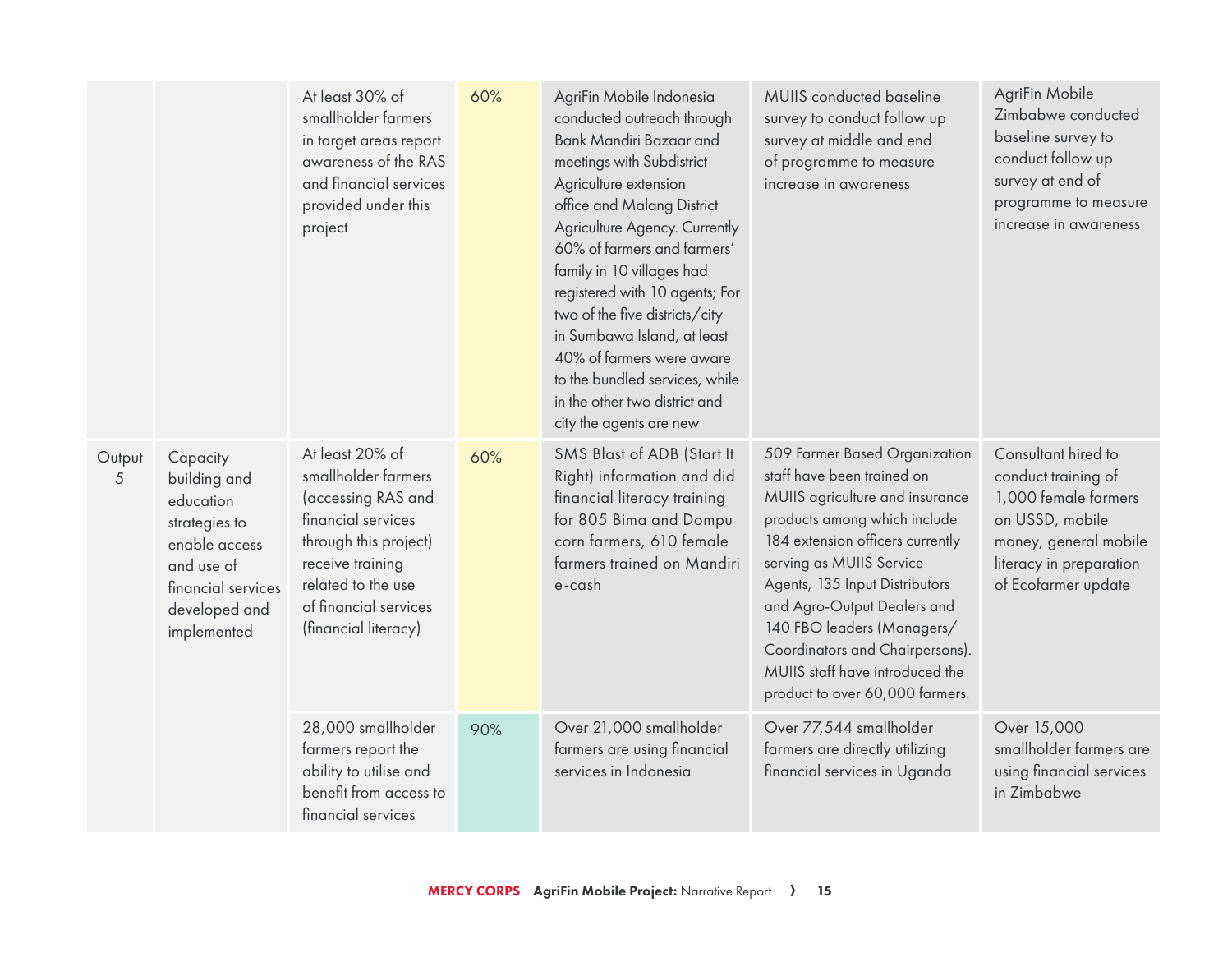| | | | | | | |
|---|---|---|---|---|---|---|
| | | At least 30% of smallholder farmers in target areas report awareness of the RAS and financial services provided under this project | 60% | AgriFin Mobile Indonesia conducted outreach through Bank Mandiri Bazaar and meetings with Subdistrict Agriculture extension office and Malang District Agriculture Agency. Currently 60% of farmers and farmers' family in 10 villages had registered with 10 agents; For two of the five districts/city in Sumbawa Island, at least 40% of farmers were aware to the bundled services, while in the other two district and city the agents are new | MUIIS conducted baseline survey to conduct follow up survey at middle and end of programme to measure increase in awareness | AgriFin Mobile Zimbabwe conducted baseline survey to conduct follow up survey at end of programme to measure increase in awareness |
| Output 5 | Capacity building and education strategies to enable access and use of financial services developed and implemented | At least 20% of smallholder farmers (accessing RAS and financial services through this project) receive training related to the use of financial services (financial literacy) | 60% | SMS Blast of ADB (Start It Right) information and did financial literacy training for 805 Bima and Dompu corn farmers, 610 female farmers trained on Mandiri e-cash | 509 Farmer Based Organization staff have been trained on MUIIS agriculture and insurance products among which include 184 extension officers currently serving as MUIIS Service Agents, 135 Input Distributors and Agro-Output Dealers and 140 FBO leaders (Managers/Coordinators and Chairpersons). MUIIS staff have introduced the product to over 60,000 farmers. | Consultant hired to conduct training of 1,000 female farmers on USSD, mobile money, general mobile literacy in preparation of Ecofarmer update |
| | | 28,000 smallholder farmers report the ability to utilise and benefit from access to financial services | 90% | Over 21,000 smallholder farmers are using financial services in Indonesia | Over 77,544 smallholder farmers are directly utilizing financial services in Uganda | Over 15,000 smallholder farmers are using financial services in Zimbabwe |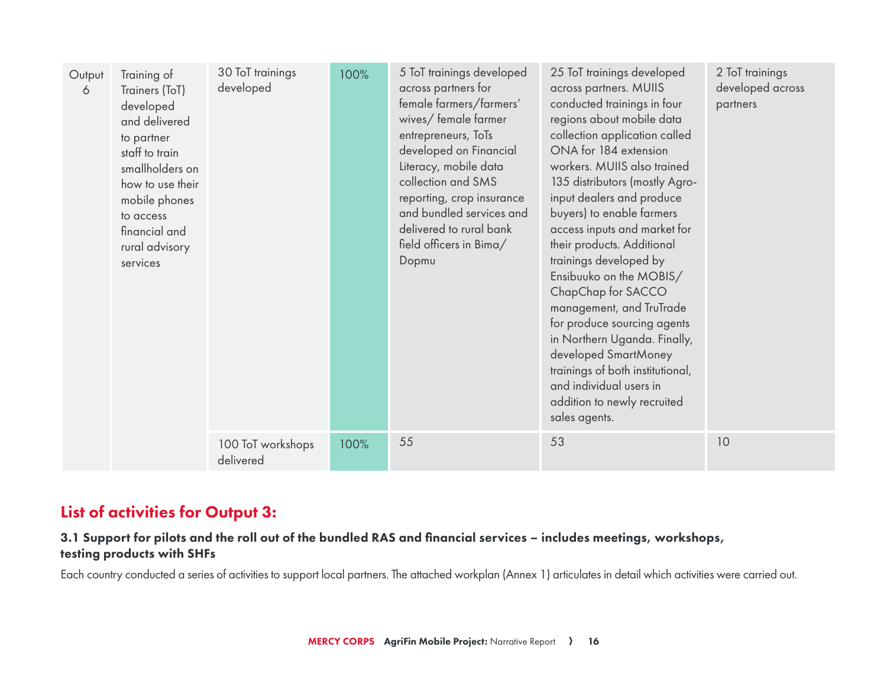| Output 6 | Training of Trainers (ToT) developed and delivered to partner staff to train smallholders on how to use their mobile phones to access financial and rural advisory services | 30 ToT trainings developed | 100% | 5 ToT trainings developed across partners for female farmers/farmers' wives/ female farmer entrepreneurs, ToTs developed on Financial Literacy, mobile data collection and SMS reporting, crop insurance and bundled services and delivered to rural bank field officers in Bima/ Dopmu | 25 ToT trainings developed across partners. MUIIS conducted trainings in four regions about mobile data collection application called ONA for 184 extension workers. MUIIS also trained 135 distributors (mostly Agro-input dealers and produce buyers) to enable farmers access inputs and market for their products. Additional trainings developed by Ensibuuko on the MOBIS/ ChapChap for SACCO management, and TruTrade for produce sourcing agents in Northern Uganda. Finally, developed SmartMoney trainings of both institutional, and individual users in addition to newly recruited sales agents. | 2 ToT trainings developed across partners |
|---|---|---|---|---|---|---|
| | | 100 ToT workshops delivered | 100% | 55 | 53 | 10 |

## List of activities for Output 3:

### 3.1 Support for pilots and the roll out of the bundled RAS and financial services – includes meetings, workshops, testing products with SHFs

Each country conducted a series of activities to support local partners. The attached workplan (Annex 1) articulates in detail which activities were carried out.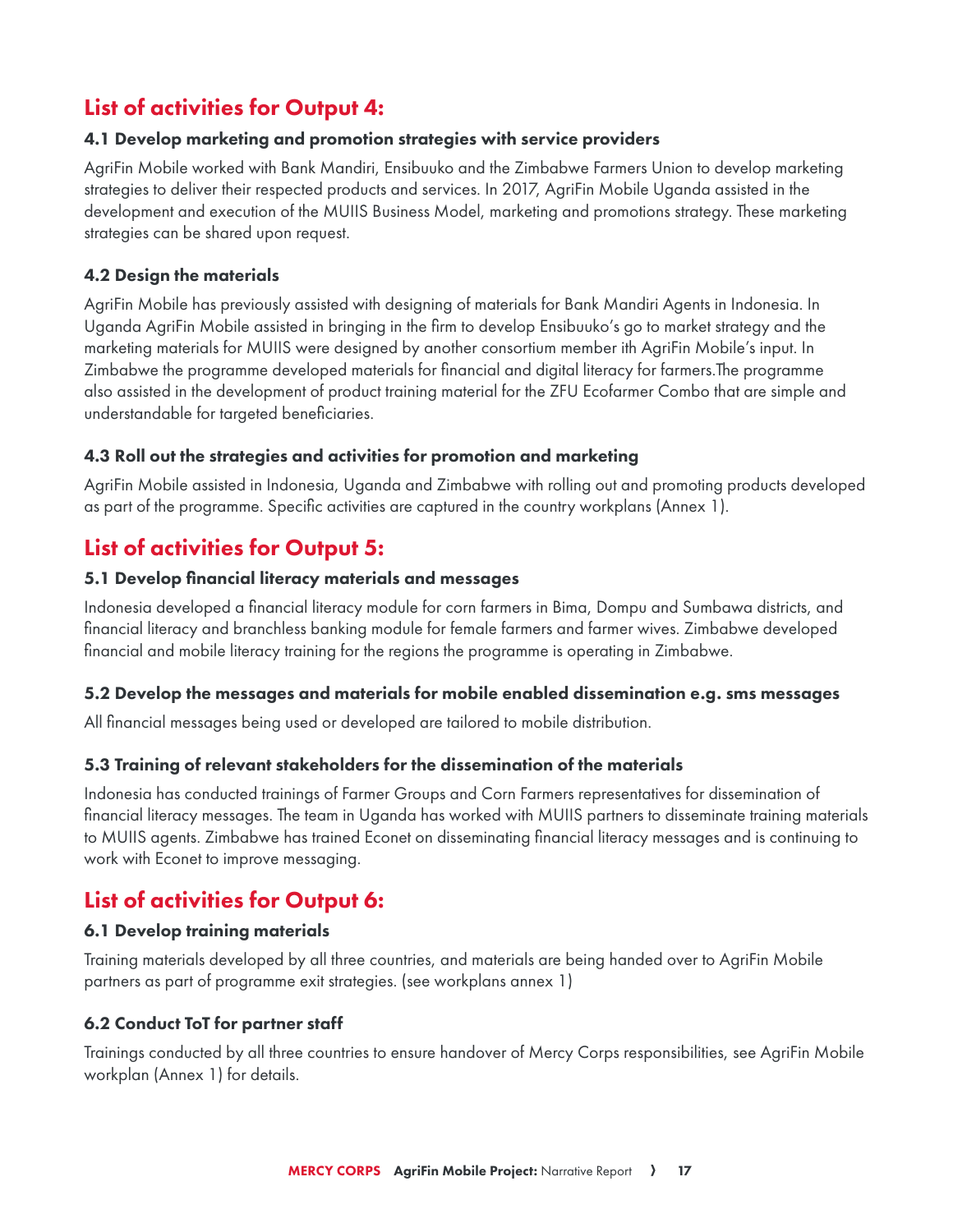## List of activities for Output 4:

### 4.1 Develop marketing and promotion strategies with service providers

AgriFin Mobile worked with Bank Mandiri, Ensibuuko and the Zimbabwe Farmers Union to develop marketing strategies to deliver their respected products and services. In 2017, AgriFin Mobile Uganda assisted in the development and execution of the MUIIS Business Model, marketing and promotions strategy. These marketing strategies can be shared upon request.

### 4.2 Design the materials

AgriFin Mobile has previously assisted with designing of materials for Bank Mandiri Agents in Indonesia. In Uganda AgriFin Mobile assisted in bringing in the firm to develop Ensibuuko's go to market strategy and the marketing materials for MUIIS were designed by another consortium member ith AgriFin Mobile's input. In Zimbabwe the programme developed materials for financial and digital literacy for farmers.The programme also assisted in the development of product training material for the ZFU Ecofarmer Combo that are simple and understandable for targeted beneficiaries.

### 4.3 Roll out the strategies and activities for promotion and marketing

AgriFin Mobile assisted in Indonesia, Uganda and Zimbabwe with rolling out and promoting products developed as part of the programme. Specific activities are captured in the country workplans (Annex 1).

## List of activities for Output 5:

### 5.1 Develop financial literacy materials and messages

Indonesia developed a financial literacy module for corn farmers in Bima, Dompu and Sumbawa districts, and financial literacy and branchless banking module for female farmers and farmer wives. Zimbabwe developed financial and mobile literacy training for the regions the programme is operating in Zimbabwe.

### 5.2 Develop the messages and materials for mobile enabled dissemination e.g. sms messages

All financial messages being used or developed are tailored to mobile distribution.

### 5.3 Training of relevant stakeholders for the dissemination of the materials

Indonesia has conducted trainings of Farmer Groups and Corn Farmers representatives for dissemination of financial literacy messages. The team in Uganda has worked with MUIIS partners to disseminate training materials to MUIIS agents. Zimbabwe has trained Econet on disseminating financial literacy messages and is continuing to work with Econet to improve messaging.

## List of activities for Output 6:

### 6.1 Develop training materials

Training materials developed by all three countries, and materials are being handed over to AgriFin Mobile partners as part of programme exit strategies. (see workplans annex 1)

### 6.2 Conduct ToT for partner staff

Trainings conducted by all three countries to ensure handover of Mercy Corps responsibilities, see AgriFin Mobile workplan (Annex 1) for details.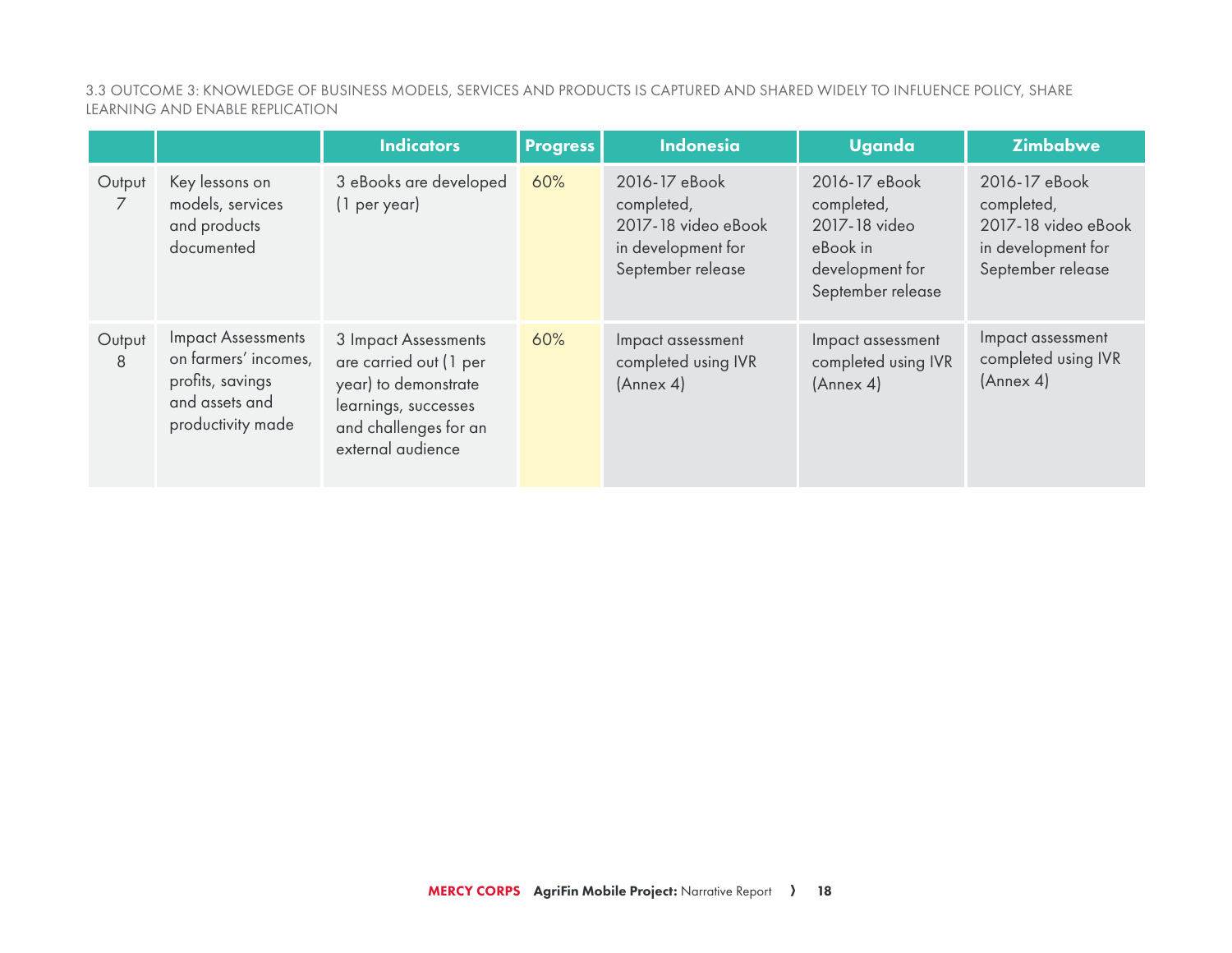### 3.3 OUTCOME 3: KNOWLEDGE OF BUSINESS MODELS, SERVICES AND PRODUCTS IS CAPTURED AND SHARED WIDELY TO INFLUENCE POLICY, SHARE LEARNING AND ENABLE REPLICATION

| | | Indicators | Progress | Indonesia | Uganda | Zimbabwe |
|---|---|---|---|---|---|---|
| Output 7 | Key lessons on models, services and products documented | 3 eBooks are developed (1 per year) | 60% | 2016-17 eBook completed, 2017-18 video eBook in development for September release | 2016-17 eBook completed, 2017-18 video eBook in development for September release | 2016-17 eBook completed, 2017-18 video eBook in development for September release |
| Output 8 | Impact Assessments on farmers' incomes, profits, savings and assets and productivity made | 3 Impact Assessments are carried out (1 per year) to demonstrate learnings, successes and challenges for an external audience | 60% | Impact assessment completed using IVR (Annex 4) | Impact assessment completed using IVR (Annex 4) | Impact assessment completed using IVR (Annex 4) |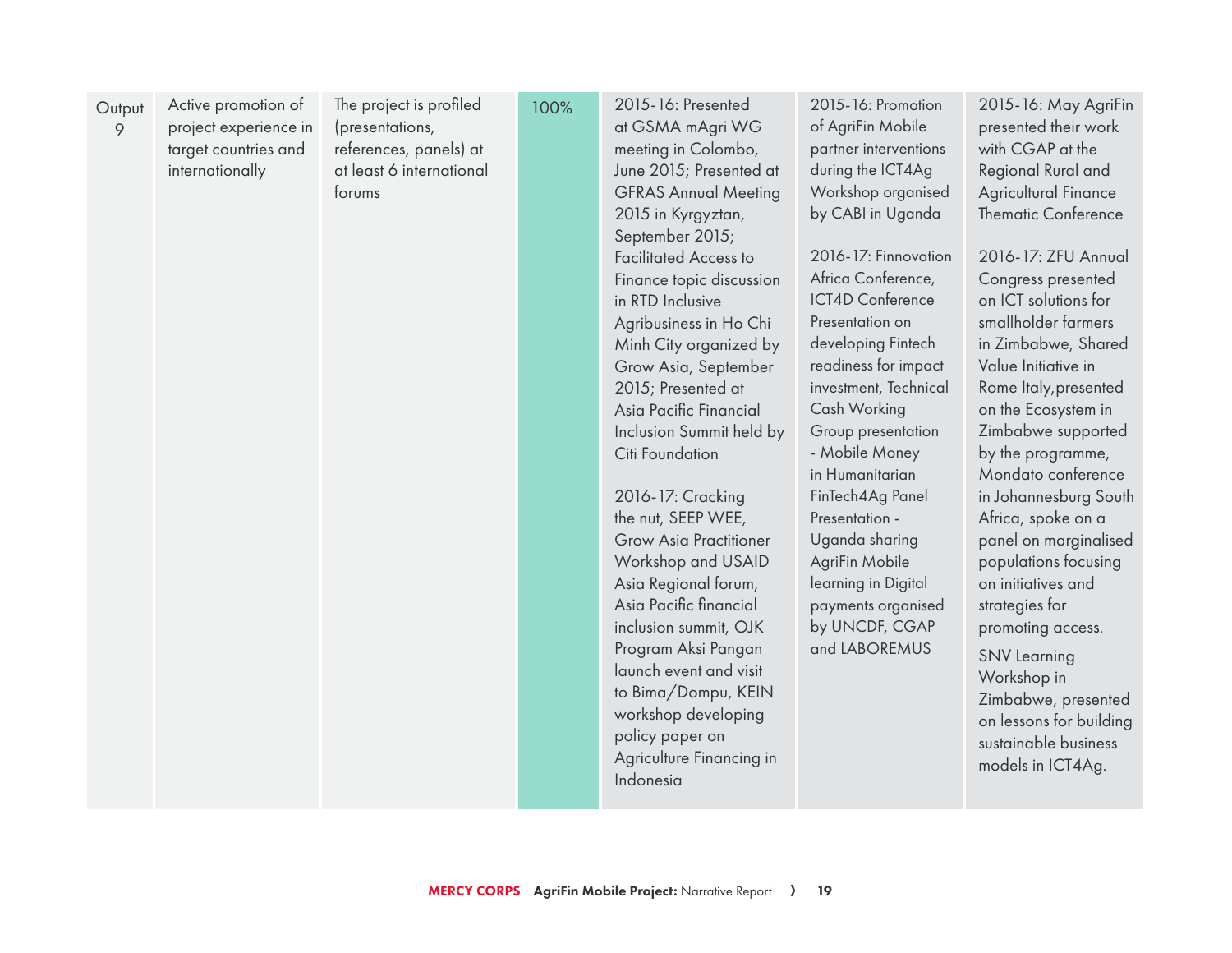| Output 9 | Active promotion of project experience in target countries and internationally | The project is profiled (presentations, references, panels) at at least 6 international forums | 100% | 2015-16: Presented at GSMA mAgri WG meeting in Colombo, June 2015; Presented at GFRAS Annual Meeting 2015 in Kyrgyztan, September 2015; Facilitated Access to Finance topic discussion in RTD Inclusive Agribusiness in Ho Chi Minh City organized by Grow Asia, September 2015; Presented at Asia Pacific Financial Inclusion Summit held by Citi Foundation<br><br>2016-17: Cracking the nut, SEEP WEE, Grow Asia Practitioner Workshop and USAID Asia Regional forum, Asia Pacific financial inclusion summit, OJK Program Aksi Pangan launch event and visit to Bima/Dompu, KEIN workshop developing policy paper on Agriculture Financing in Indonesia | 2015-16: Promotion of AgriFin Mobile partner interventions during the ICT4Ag Workshop organised by CABI in Uganda<br><br>2016-17: Finnovation Africa Conference, ICT4D Conference Presentation on developing Fintech readiness for impact investment, Technical Cash Working Group presentation - Mobile Money in Humanitarian FinTech4Ag Panel Presentation - Uganda sharing AgriFin Mobile learning in Digital payments organised by UNCDF, CGAP and LABOREMUS | 2015-16: May AgriFin presented their work with CGAP at the Regional Rural and Agricultural Finance Thematic Conference<br><br>2016-17: ZFU Annual Congress presented on ICT solutions for smallholder farmers in Zimbabwe, Shared Value Initiative in Rome Italy,presented on the Ecosystem in Zimbabwe supported by the programme, Mondato conference in Johannesburg South Africa, spoke on a panel on marginalised populations focusing on initiatives and strategies for promoting access.<br><br>SNV Learning Workshop in Zimbabwe, presented on lessons for building sustainable business models in ICT4Ag. |
|---|---|---|---|---|---|---|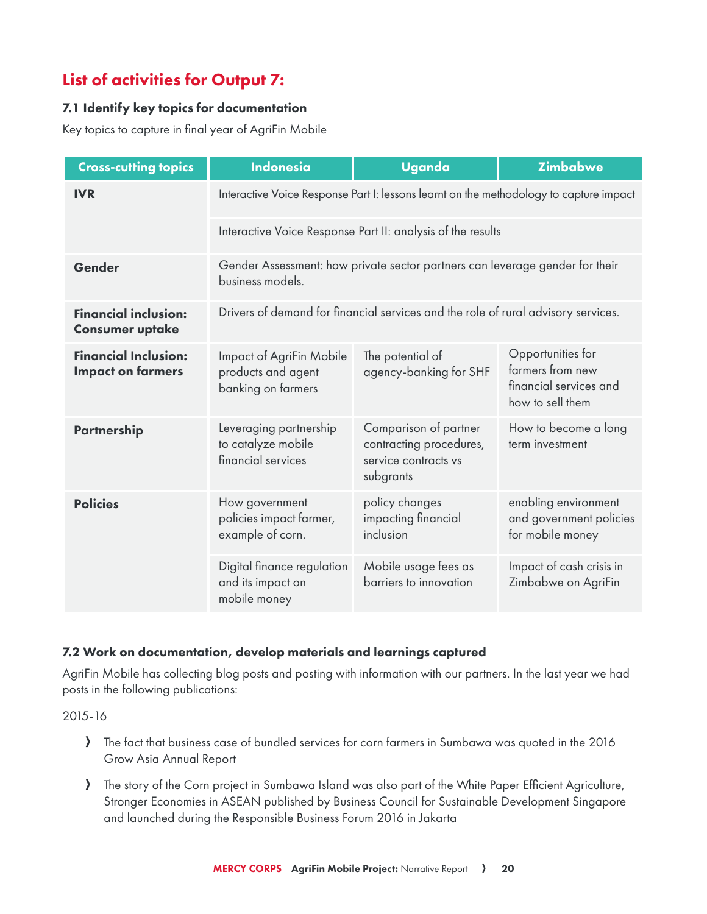## List of activities for Output 7:

### 7.1 Identify key topics for documentation

Key topics to capture in final year of AgriFin Mobile

| Cross-cutting topics | Indonesia | Uganda | Zimbabwe |
|---|---|---|---|
| **IVR** | Interactive Voice Response Part I: lessons learnt on the methodology to capture impact | | |
| | Interactive Voice Response Part II: analysis of the results | | |
| **Gender** | Gender Assessment: how private sector partners can leverage gender for their business models. | | |
| **Financial inclusion: Consumer uptake** | Drivers of demand for financial services and the role of rural advisory services. | | |
| **Financial Inclusion: Impact on farmers** | Impact of AgriFin Mobile products and agent banking on farmers | The potential of agency-banking for SHF | Opportunities for farmers from new financial services and how to sell them |
| **Partnership** | Leveraging partnership to catalyze mobile financial services | Comparison of partner contracting procedures, service contracts vs subgrants | How to become a long term investment |
| **Policies** | How government policies impact farmer, example of corn. | policy changes impacting financial inclusion | enabling environment and government policies for mobile money |
| | Digital finance regulation and its impact on mobile money | Mobile usage fees as barriers to innovation | Impact of cash crisis in Zimbabwe on AgriFin |

### 7.2 Work on documentation, develop materials and learnings captured

AgriFin Mobile has collecting blog posts and posting with information with our partners. In the last year we had posts in the following publications:

2015-16

- The fact that business case of bundled services for corn farmers in Sumbawa was quoted in the 2016 Grow Asia Annual Report
- The story of the Corn project in Sumbawa Island was also part of the White Paper Efficient Agriculture, Stronger Economies in ASEAN published by Business Council for Sustainable Development Singapore and launched during the Responsible Business Forum 2016 in Jakarta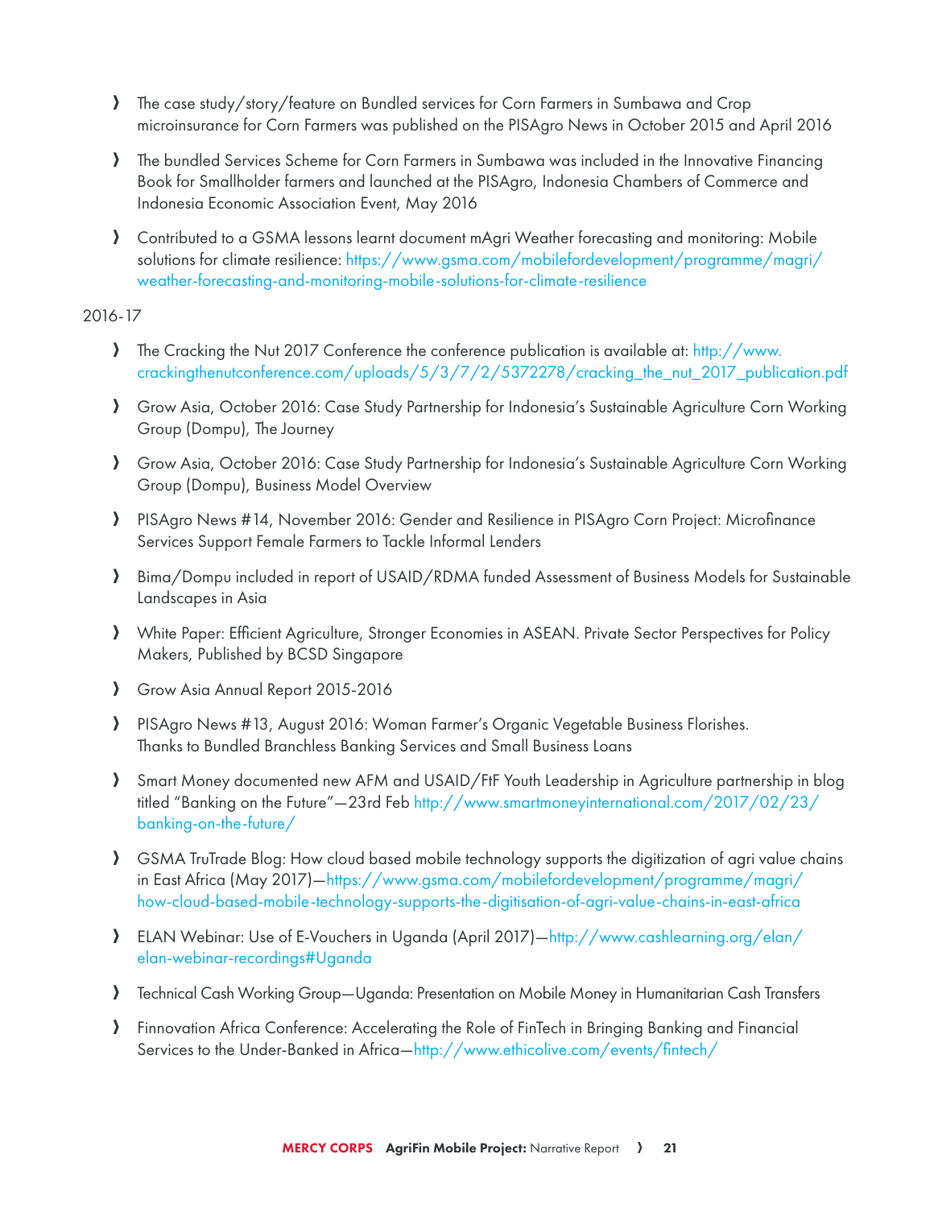- The case study/story/feature on Bundled services for Corn Farmers in Sumbawa and Crop microinsurance for Corn Farmers was published on the PISAgro News in October 2015 and April 2016
- The bundled Services Scheme for Corn Farmers in Sumbawa was included in the Innovative Financing Book for Smallholder farmers and launched at the PISAgro, Indonesia Chambers of Commerce and Indonesia Economic Association Event, May 2016
- Contributed to a GSMA lessons learnt document mAgri Weather forecasting and monitoring: Mobile solutions for climate resilience: https://www.gsma.com/mobilefordevelopment/programme/magri/weather-forecasting-and-monitoring-mobile-solutions-for-climate-resilience

2016-17

- The Cracking the Nut 2017 Conference the conference publication is available at: http://www.crackingthenutconference.com/uploads/5/3/7/2/5372278/cracking_the_nut_2017_publication.pdf
- Grow Asia, October 2016: Case Study Partnership for Indonesia's Sustainable Agriculture Corn Working Group (Dompu), The Journey
- Grow Asia, October 2016: Case Study Partnership for Indonesia's Sustainable Agriculture Corn Working Group (Dompu), Business Model Overview
- PISAgro News #14, November 2016: Gender and Resilience in PISAgro Corn Project: Microfinance Services Support Female Farmers to Tackle Informal Lenders
- Bima/Dompu included in report of USAID/RDMA funded Assessment of Business Models for Sustainable Landscapes in Asia
- White Paper: Efficient Agriculture, Stronger Economies in ASEAN. Private Sector Perspectives for Policy Makers, Published by BCSD Singapore
- Grow Asia Annual Report 2015-2016
- PISAgro News #13, August 2016: Woman Farmer's Organic Vegetable Business Florishes. Thanks to Bundled Branchless Banking Services and Small Business Loans
- Smart Money documented new AFM and USAID/FtF Youth Leadership in Agriculture partnership in blog titled "Banking on the Future"—23rd Feb http://www.smartmoneyinternational.com/2017/02/23/banking-on-the-future/
- GSMA TruTrade Blog: How cloud based mobile technology supports the digitization of agri value chains in East Africa (May 2017)—https://www.gsma.com/mobilefordevelopment/programme/magri/how-cloud-based-mobile-technology-supports-the-digitisation-of-agri-value-chains-in-east-africa
- ELAN Webinar: Use of E-Vouchers in Uganda (April 2017)—http://www.cashlearning.org/elan/elan-webinar-recordings#Uganda
- Technical Cash Working Group—Uganda: Presentation on Mobile Money in Humanitarian Cash Transfers
- Finnovation Africa Conference: Accelerating the Role of FinTech in Bringing Banking and Financial Services to the Under-Banked in Africa—http://www.ethicolive.com/events/fintech/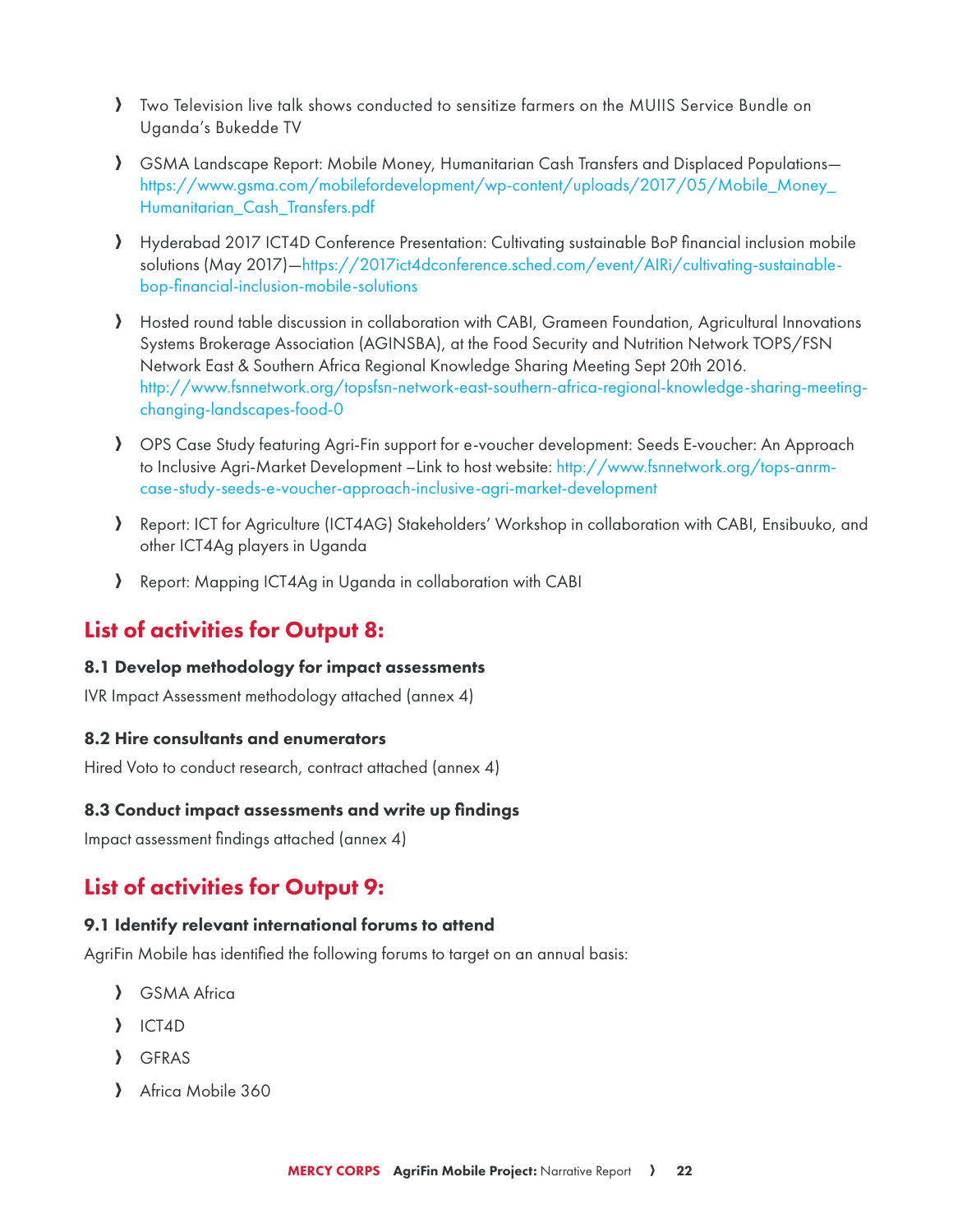- Two Television live talk shows conducted to sensitize farmers on the MUIIS Service Bundle on Uganda's Bukedde TV

- GSMA Landscape Report: Mobile Money, Humanitarian Cash Transfers and Displaced Populations—https://www.gsma.com/mobilefordevelopment/wp-content/uploads/2017/05/Mobile_Money_Humanitarian_Cash_Transfers.pdf

- Hyderabad 2017 ICT4D Conference Presentation: Cultivating sustainable BoP financial inclusion mobile solutions (May 2017)—https://2017ict4dconference.sched.com/event/AIRi/cultivating-sustainable-bop-financial-inclusion-mobile-solutions

- Hosted round table discussion in collaboration with CABI, Grameen Foundation, Agricultural Innovations Systems Brokerage Association (AGINSBA), at the Food Security and Nutrition Network TOPS/FSN Network East & Southern Africa Regional Knowledge Sharing Meeting Sept 20th 2016. http://www.fsnnetwork.org/topsfsn-network-east-southern-africa-regional-knowledge-sharing-meeting-changing-landscapes-food-0

- OPS Case Study featuring Agri-Fin support for e-voucher development: Seeds E-voucher: An Approach to Inclusive Agri-Market Development –Link to host website: http://www.fsnnetwork.org/tops-anrm-case-study-seeds-e-voucher-approach-inclusive-agri-market-development

- Report: ICT for Agriculture (ICT4AG) Stakeholders' Workshop in collaboration with CABI, Ensibuuko, and other ICT4Ag players in Uganda

- Report: Mapping ICT4Ag in Uganda in collaboration with CABI

## List of activities for Output 8:

### 8.1 Develop methodology for impact assessments

IVR Impact Assessment methodology attached (annex 4)

### 8.2 Hire consultants and enumerators

Hired Voto to conduct research, contract attached (annex 4)

### 8.3 Conduct impact assessments and write up findings

Impact assessment findings attached (annex 4)

## List of activities for Output 9:

### 9.1 Identify relevant international forums to attend

AgriFin Mobile has identified the following forums to target on an annual basis:

- GSMA Africa
- ICT4D
- GFRAS
- Africa Mobile 360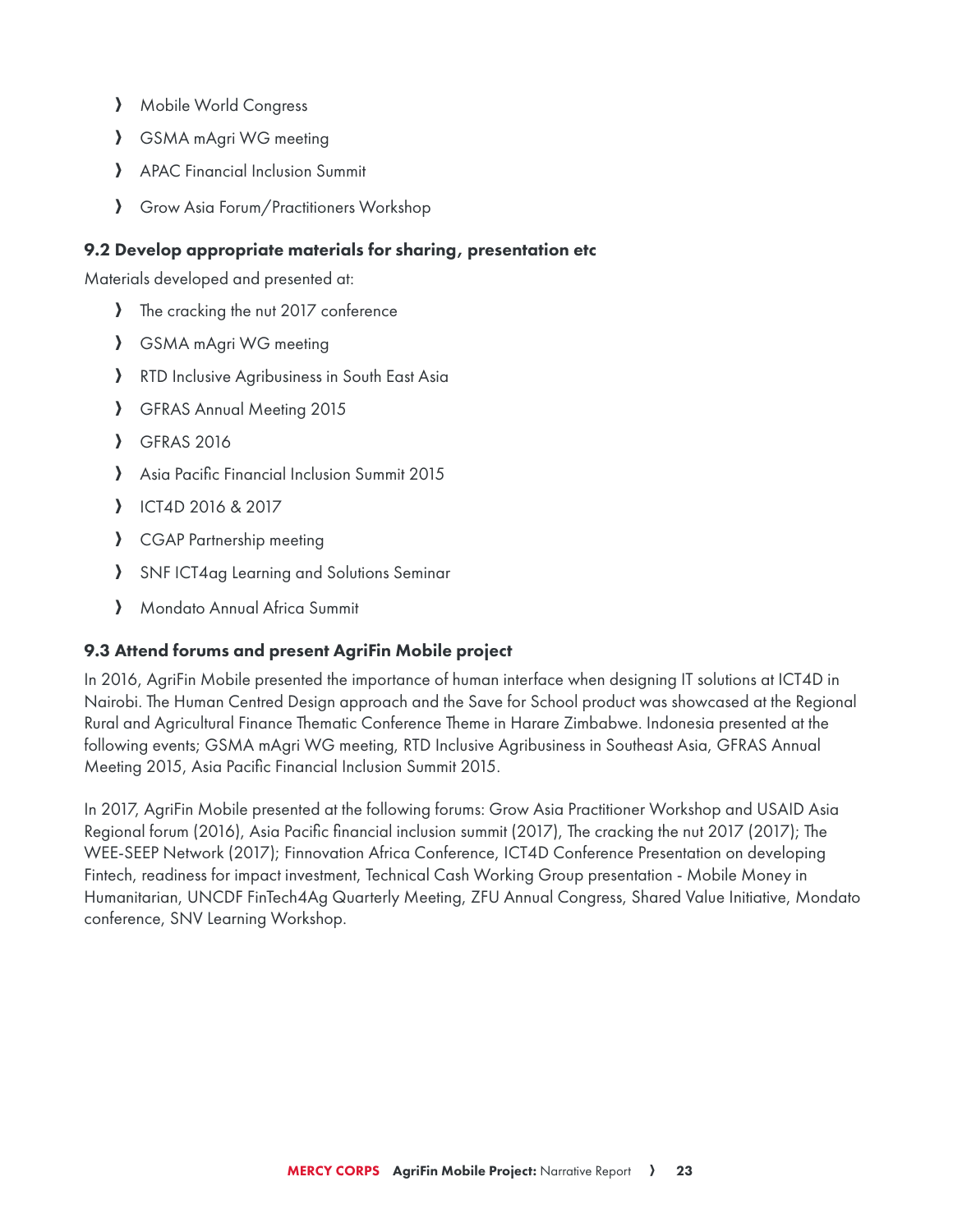- Mobile World Congress
- GSMA mAgri WG meeting
- APAC Financial Inclusion Summit
- Grow Asia Forum/Practitioners Workshop

### 9.2 Develop appropriate materials for sharing, presentation etc

Materials developed and presented at:

- The cracking the nut 2017 conference
- GSMA mAgri WG meeting
- RTD Inclusive Agribusiness in South East Asia
- GFRAS Annual Meeting 2015
- GFRAS 2016
- Asia Pacific Financial Inclusion Summit 2015
- ICT4D 2016 & 2017
- CGAP Partnership meeting
- SNF ICT4ag Learning and Solutions Seminar
- Mondato Annual Africa Summit

### 9.3 Attend forums and present AgriFin Mobile project

In 2016, AgriFin Mobile presented the importance of human interface when designing IT solutions at ICT4D in Nairobi. The Human Centred Design approach and the Save for School product was showcased at the Regional Rural and Agricultural Finance Thematic Conference Theme in Harare Zimbabwe. Indonesia presented at the following events; GSMA mAgri WG meeting, RTD Inclusive Agribusiness in Southeast Asia, GFRAS Annual Meeting 2015, Asia Pacific Financial Inclusion Summit 2015.

In 2017, AgriFin Mobile presented at the following forums: Grow Asia Practitioner Workshop and USAID Asia Regional forum (2016), Asia Pacific financial inclusion summit (2017), The cracking the nut 2017 (2017); The WEE-SEEP Network (2017); Finnovation Africa Conference, ICT4D Conference Presentation on developing Fintech, readiness for impact investment, Technical Cash Working Group presentation - Mobile Money in Humanitarian, UNCDF FinTech4Ag Quarterly Meeting, ZFU Annual Congress, Shared Value Initiative, Mondato conference, SNV Learning Workshop.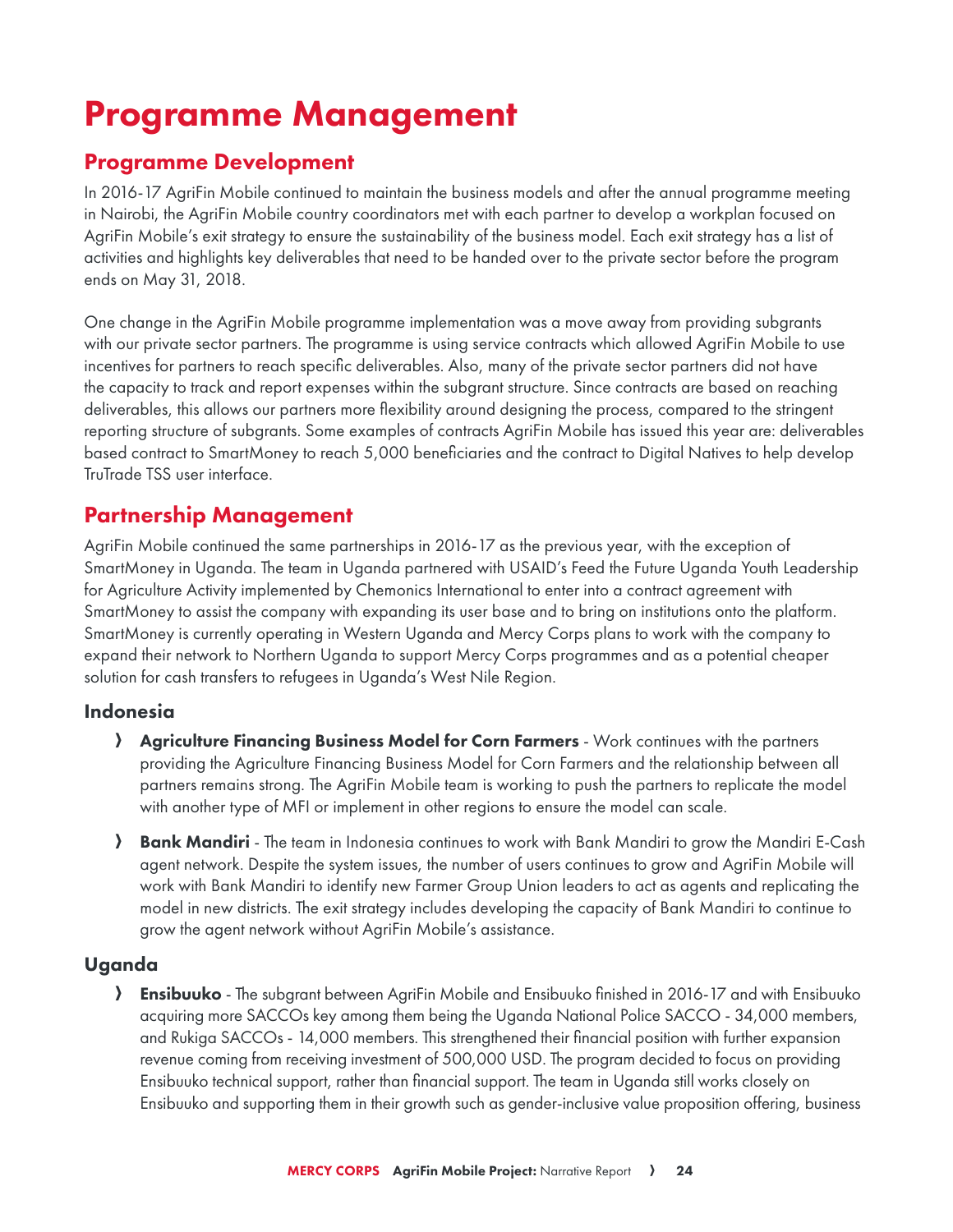# Programme Management

## Programme Development

In 2016-17 AgriFin Mobile continued to maintain the business models and after the annual programme meeting in Nairobi, the AgriFin Mobile country coordinators met with each partner to develop a workplan focused on AgriFin Mobile's exit strategy to ensure the sustainability of the business model. Each exit strategy has a list of activities and highlights key deliverables that need to be handed over to the private sector before the program ends on May 31, 2018.

One change in the AgriFin Mobile programme implementation was a move away from providing subgrants with our private sector partners. The programme is using service contracts which allowed AgriFin Mobile to use incentives for partners to reach specific deliverables. Also, many of the private sector partners did not have the capacity to track and report expenses within the subgrant structure. Since contracts are based on reaching deliverables, this allows our partners more flexibility around designing the process, compared to the stringent reporting structure of subgrants. Some examples of contracts AgriFin Mobile has issued this year are: deliverables based contract to SmartMoney to reach 5,000 beneficiaries and the contract to Digital Natives to help develop TruTrade TSS user interface.

## Partnership Management

AgriFin Mobile continued the same partnerships in 2016-17 as the previous year, with the exception of SmartMoney in Uganda. The team in Uganda partnered with USAID's Feed the Future Uganda Youth Leadership for Agriculture Activity implemented by Chemonics International to enter into a contract agreement with SmartMoney to assist the company with expanding its user base and to bring on institutions onto the platform. SmartMoney is currently operating in Western Uganda and Mercy Corps plans to work with the company to expand their network to Northern Uganda to support Mercy Corps programmes and as a potential cheaper solution for cash transfers to refugees in Uganda's West Nile Region.

### Indonesia

- **Agriculture Financing Business Model for Corn Farmers** - Work continues with the partners providing the Agriculture Financing Business Model for Corn Farmers and the relationship between all partners remains strong. The AgriFin Mobile team is working to push the partners to replicate the model with another type of MFI or implement in other regions to ensure the model can scale.
- **Bank Mandiri** - The team in Indonesia continues to work with Bank Mandiri to grow the Mandiri E-Cash agent network. Despite the system issues, the number of users continues to grow and AgriFin Mobile will work with Bank Mandiri to identify new Farmer Group Union leaders to act as agents and replicating the model in new districts. The exit strategy includes developing the capacity of Bank Mandiri to continue to grow the agent network without AgriFin Mobile's assistance.

### Uganda

- **Ensibuuko** - The subgrant between AgriFin Mobile and Ensibuuko finished in 2016-17 and with Ensibuuko acquiring more SACCOs key among them being the Uganda National Police SACCO - 34,000 members, and Rukiga SACCOs - 14,000 members. This strengthened their financial position with further expansion revenue coming from receiving investment of 500,000 USD. The program decided to focus on providing Ensibuuko technical support, rather than financial support. The team in Uganda still works closely on Ensibuuko and supporting them in their growth such as gender-inclusive value proposition offering, business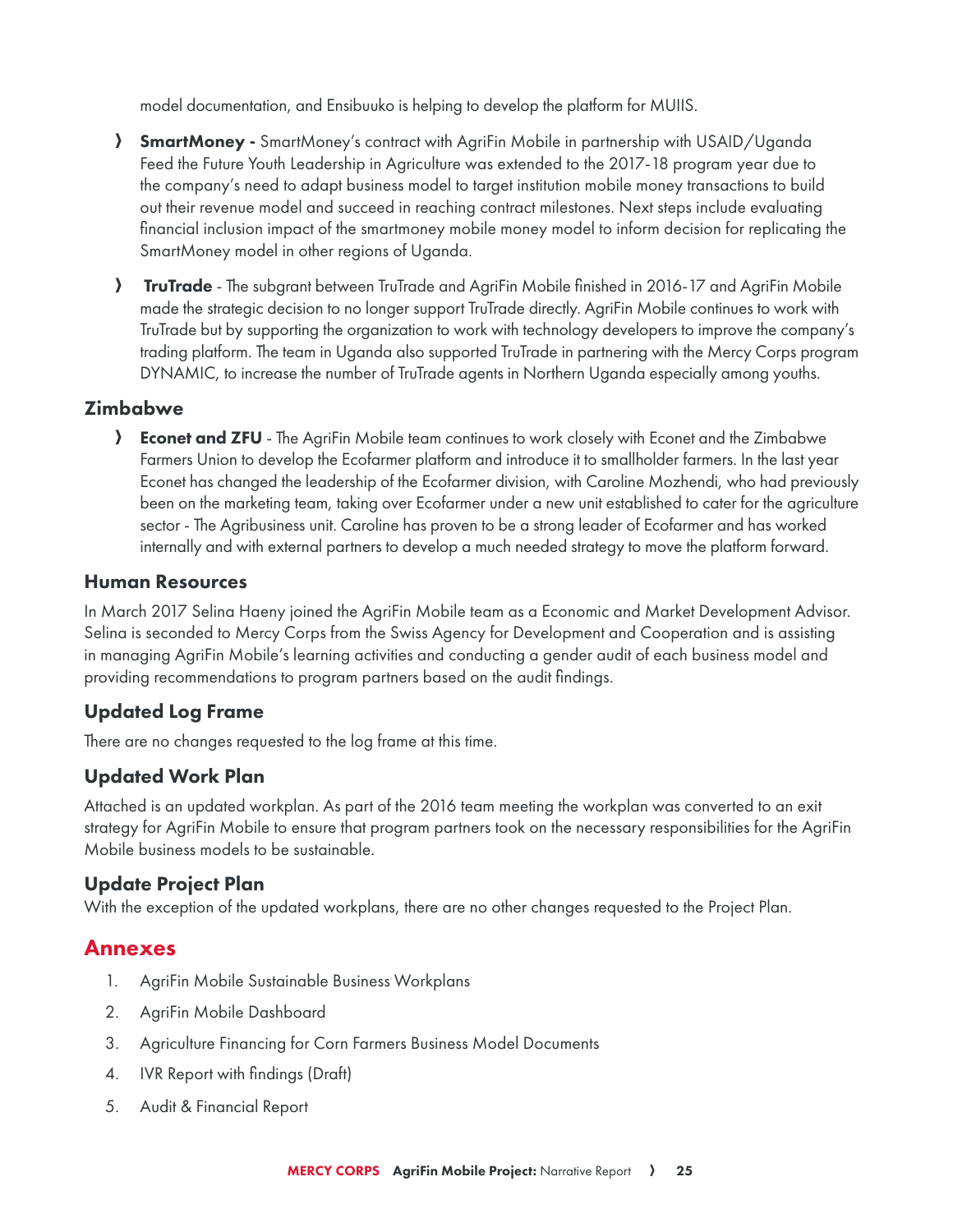model documentation, and Ensibuuko is helping to develop the platform for MUIIS.

- **SmartMoney -** SmartMoney's contract with AgriFin Mobile in partnership with USAID/Uganda Feed the Future Youth Leadership in Agriculture was extended to the 2017-18 program year due to the company's need to adapt business model to target institution mobile money transactions to build out their revenue model and succeed in reaching contract milestones. Next steps include evaluating financial inclusion impact of the smartmoney mobile money model to inform decision for replicating the SmartMoney model in other regions of Uganda.

- **TruTrade** - The subgrant between TruTrade and AgriFin Mobile finished in 2016-17 and AgriFin Mobile made the strategic decision to no longer support TruTrade directly. AgriFin Mobile continues to work with TruTrade but by supporting the organization to work with technology developers to improve the company's trading platform. The team in Uganda also supported TruTrade in partnering with the Mercy Corps program DYNAMIC, to increase the number of TruTrade agents in Northern Uganda especially among youths.

### Zimbabwe

- **Econet and ZFU** - The AgriFin Mobile team continues to work closely with Econet and the Zimbabwe Farmers Union to develop the Ecofarmer platform and introduce it to smallholder farmers. In the last year Econet has changed the leadership of the Ecofarmer division, with Caroline Mozhendi, who had previously been on the marketing team, taking over Ecofarmer under a new unit established to cater for the agriculture sector - The Agribusiness unit. Caroline has proven to be a strong leader of Ecofarmer and has worked internally and with external partners to develop a much needed strategy to move the platform forward.

### Human Resources

In March 2017 Selina Haeny joined the AgriFin Mobile team as a Economic and Market Development Advisor. Selina is seconded to Mercy Corps from the Swiss Agency for Development and Cooperation and is assisting in managing AgriFin Mobile's learning activities and conducting a gender audit of each business model and providing recommendations to program partners based on the audit findings.

### Updated Log Frame

There are no changes requested to the log frame at this time.

### Updated Work Plan

Attached is an updated workplan. As part of the 2016 team meeting the workplan was converted to an exit strategy for AgriFin Mobile to ensure that program partners took on the necessary responsibilities for the AgriFin Mobile business models to be sustainable.

### Update Project Plan

With the exception of the updated workplans, there are no other changes requested to the Project Plan.

## Annexes

1. AgriFin Mobile Sustainable Business Workplans
2. AgriFin Mobile Dashboard
3. Agriculture Financing for Corn Farmers Business Model Documents
4. IVR Report with findings (Draft)
5. Audit & Financial Report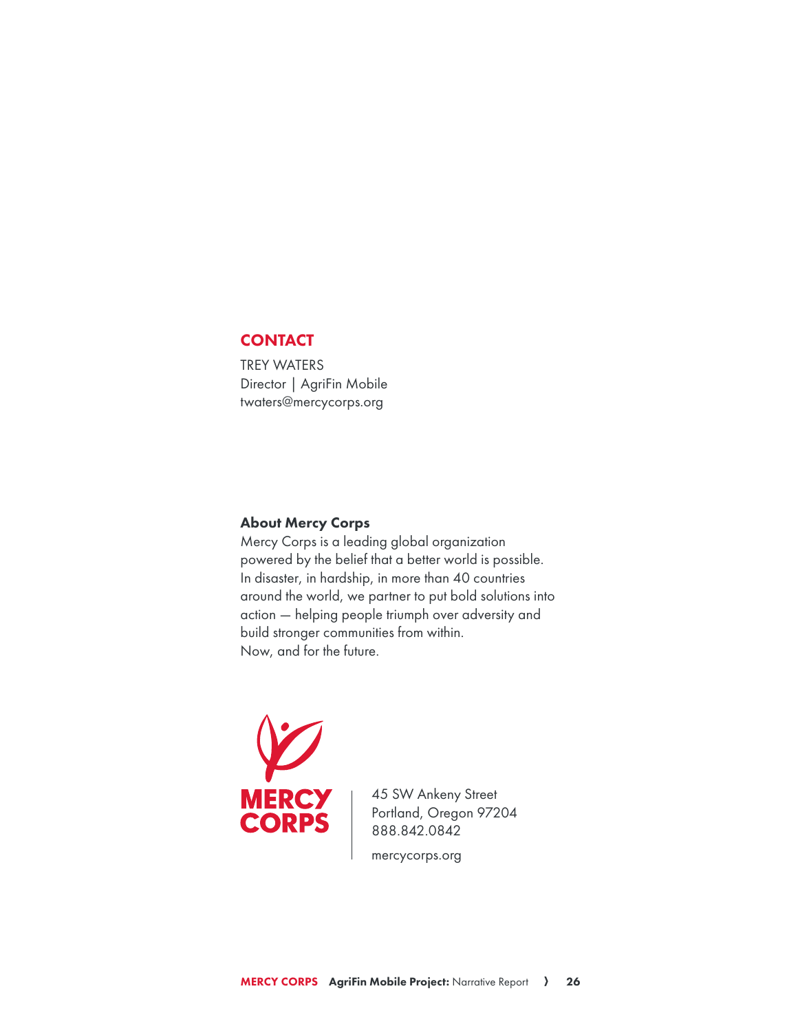## CONTACT

TREY WATERS
Director | AgriFin Mobile
twaters@mercycorps.org

**About Mercy Corps**
Mercy Corps is a leading global organization powered by the belief that a better world is possible. In disaster, in hardship, in more than 40 countries around the world, we partner to put bold solutions into action — helping people triumph over adversity and build stronger communities from within. Now, and for the future.

MERCY CORPS

45 SW Ankeny Street
Portland, Oregon 97204
888.842.0842

mercycorps.org